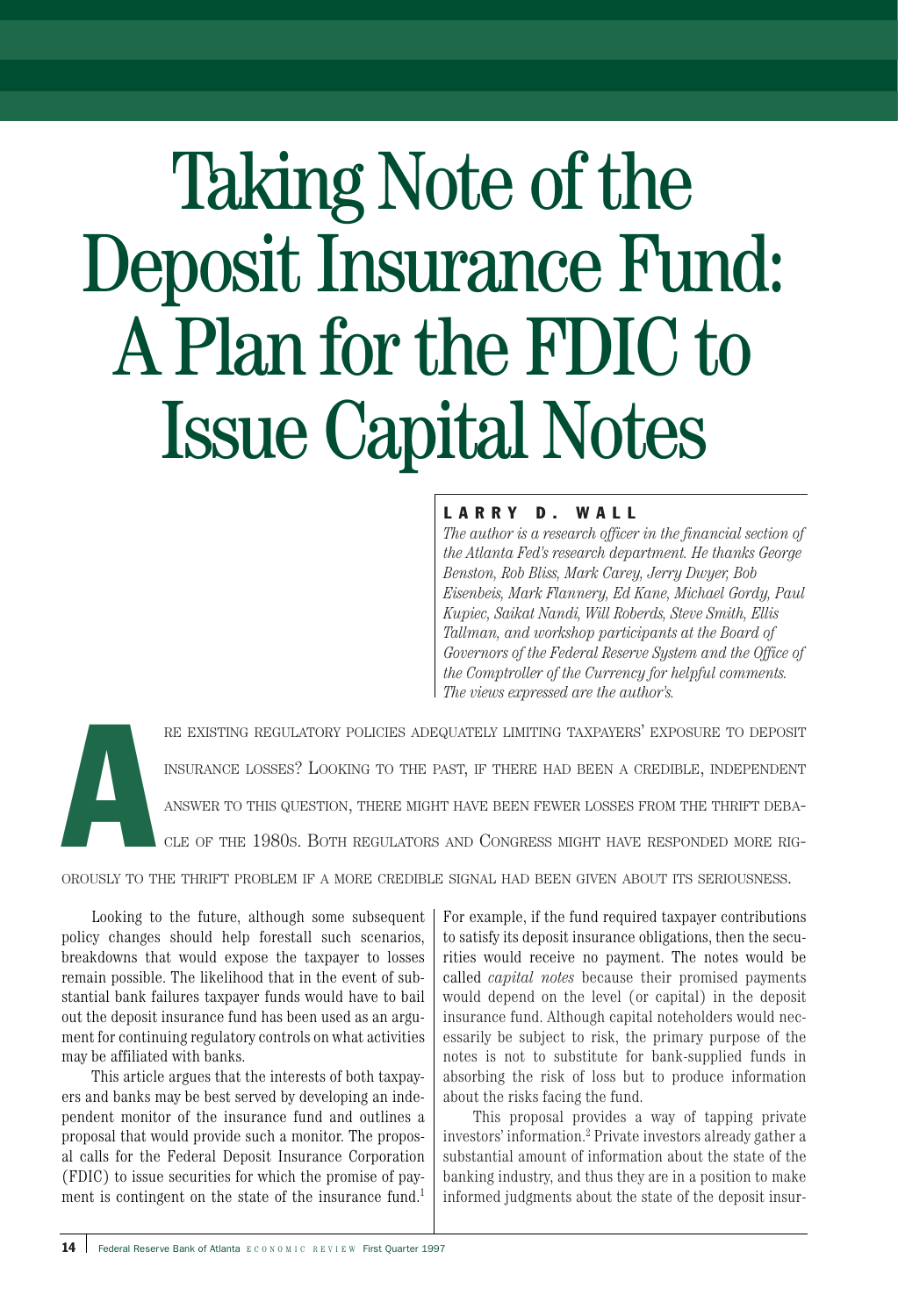# Taking Note of the Deposit Insurance Fund: A Plan for the FDIC to Issue Capital Notes

**LARRY D. WALL**

*The author is a research officer in the financial section of the Atlanta Fed's research department. He thanks George Benston, Rob Bliss, Mark Carey, Jerry Dwyer, Bob Eisenbeis, Mark Flannery, Ed Kane, Michael Gordy, Paul Kupiec, Saikat Nandi, Will Roberds, Steve Smith, Ellis Tallman, and workshop participants at the Board of Governors of the Federal Reserve System and the Office of the Comptroller of the Currency for helpful comments. The views expressed are the author's.*

ARE EXISTING REGULATORY POLICIES ADEQUATELY LIMITING TAXPAYERS' EXPOSURE TO DEPOSIT INSURANCE LOSSES? LOOKING TO THE PAST, IF THERE HAD BEEN A CREDIBLE, INDEPENDENT ANSWER TO THIS QUESTION, THERE MIGHT HAVE BEEN FEWER LOSSES FROM THE THRIFT DEBACLE OF THE 1980S. BOTH REGULATORS AND CONGRESS MIGHT HAVE RESPONDED MORE RIGOROUSLY TO THE THRIFT PROBLEM IF A MORE CREDIBLE SIGNAL HAD BEEN GIVEN ABOUT ITS SERIOUSNESS.

Looking to the future, although some subsequent policy changes should help forestall such scenarios, breakdowns that would expose the taxpayer to losses remain possible. The likelihood that in the event of substantial bank failures taxpayer funds would have to bail out the deposit insurance fund has been used as an argument for continuing regulatory controls on what activities may be affiliated with banks.

This article argues that the interests of both taxpayers and banks may be best served by developing an independent monitor of the insurance fund and outlines a proposal that would provide such a monitor. The proposal calls for the Federal Deposit Insurance Corporation (FDIC) to issue securities for which the promise of payment is contingent on the state of the insurance fund.[1] For example, if the fund required taxpayer contributions to satisfy its deposit insurance obligations, then the securities would receive no payment. The notes would be called *capital notes* because their promised payments would depend on the level (or capital) in the deposit insurance fund. Although capital noteholders would necessarily be subject to risk, the primary purpose of the notes is not to substitute for bank-supplied funds in absorbing the risk of loss but to produce information about the risks facing the fund.

This proposal provides a way of tapping private investors' information.[2] Private investors already gather a substantial amount of information about the state of the banking industry, and thus they are in a position to make informed judgments about the state of the deposit insur-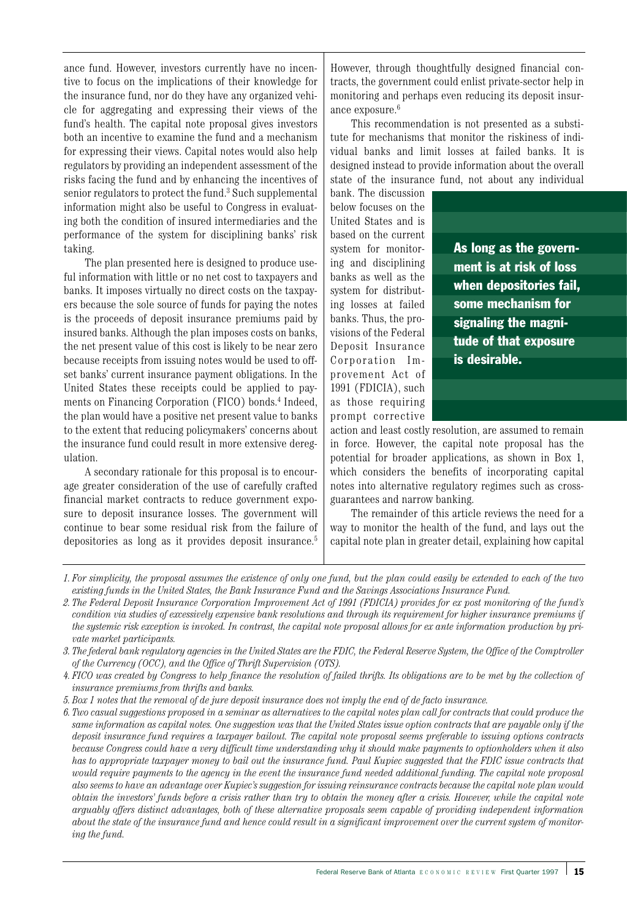ance fund. However, investors currently have no incentive to focus on the implications of their knowledge for the insurance fund, nor do they have any organized vehicle for aggregating and expressing their views of the fund's health. The capital note proposal gives investors both an incentive to examine the fund and a mechanism for expressing their views. Capital notes would also help regulators by providing an independent assessment of the risks facing the fund and by enhancing the incentives of senior regulators to protect the fund.[3] Such supplemental information might also be useful to Congress in evaluating both the condition of insured intermediaries and the performance of the system for disciplining banks' risk taking.

The plan presented here is designed to produce useful information with little or no net cost to taxpayers and banks. It imposes virtually no direct costs on the taxpayers because the sole source of funds for paying the notes is the proceeds of deposit insurance premiums paid by insured banks. Although the plan imposes costs on banks, the net present value of this cost is likely to be near zero because receipts from issuing notes would be used to offset banks' current insurance payment obligations. In the United States these receipts could be applied to payments on Financing Corporation (FICO) bonds.[4] Indeed, the plan would have a positive net present value to banks to the extent that reducing policymakers' concerns about the insurance fund could result in more extensive deregulation.

A secondary rationale for this proposal is to encourage greater consideration of the use of carefully crafted financial market contracts to reduce government exposure to deposit insurance losses. The government will continue to bear some residual risk from the failure of depositories as long as it provides deposit insurance.[5] However, through thoughtfully designed financial contracts, the government could enlist private-sector help in monitoring and perhaps even reducing its deposit insurance exposure.[6]

This recommendation is not presented as a substitute for mechanisms that monitor the riskiness of individual banks and limit losses at failed banks. It is designed instead to provide information about the overall state of the insurance fund, not about any individual bank. The discussion below focuses on the United States and is based on the current system for monitoring and disciplining banks as well as the system for distributing losses at failed banks. Thus, the provisions of the Federal Deposit Insurance Corporation Improvement Act of 1991 (FDICIA), such as those requiring prompt corrective action and least costly resolution, are assumed to remain in force. However, the capital note proposal has the potential for broader applications, as shown in Box 1, which considers the benefits of incorporating capital notes into alternative regulatory regimes such as cross-guarantees and narrow banking.

**As long as the government is at risk of loss when depositories fail, some mechanism for signaling the magnitude of that exposure is desirable.**

The remainder of this article reviews the need for a way to monitor the health of the fund, and lays out the capital note plan in greater detail, explaining how capital

---

*1. For simplicity, the proposal assumes the existence of only one fund, but the plan could easily be extended to each of the two existing funds in the United States, the Bank Insurance Fund and the Savings Associations Insurance Fund.*

*2. The Federal Deposit Insurance Corporation Improvement Act of 1991 (FDICIA) provides for ex post monitoring of the fund's condition via studies of excessively expensive bank resolutions and through its requirement for higher insurance premiums if the systemic risk exception is invoked. In contrast, the capital note proposal allows for ex ante information production by private market participants.*

*3. The federal bank regulatory agencies in the United States are the FDIC, the Federal Reserve System, the Office of the Comptroller of the Currency (OCC), and the Office of Thrift Supervision (OTS).*

*4. FICO was created by Congress to help finance the resolution of failed thrifts. Its obligations are to be met by the collection of insurance premiums from thrifts and banks.*

*5. Box 1 notes that the removal of de jure deposit insurance does not imply the end of de facto insurance.*

*6. Two casual suggestions proposed in a seminar as alternatives to the capital notes plan call for contracts that could produce the same information as capital notes. One suggestion was that the United States issue option contracts that are payable only if the deposit insurance fund requires a taxpayer bailout. The capital note proposal seems preferable to issuing options contracts because Congress could have a very difficult time understanding why it should make payments to optionholders when it also has to appropriate taxpayer money to bail out the insurance fund. Paul Kupiec suggested that the FDIC issue contracts that would require payments to the agency in the event the insurance fund needed additional funding. The capital note proposal also seems to have an advantage over Kupiec's suggestion for issuing reinsurance contracts because the capital note plan would obtain the investors' funds before a crisis rather than try to obtain the money after a crisis. However, while the capital note arguably offers distinct advantages, both of these alternative proposals seem capable of providing independent information about the state of the insurance fund and hence could result in a significant improvement over the current system of monitoring the fund.*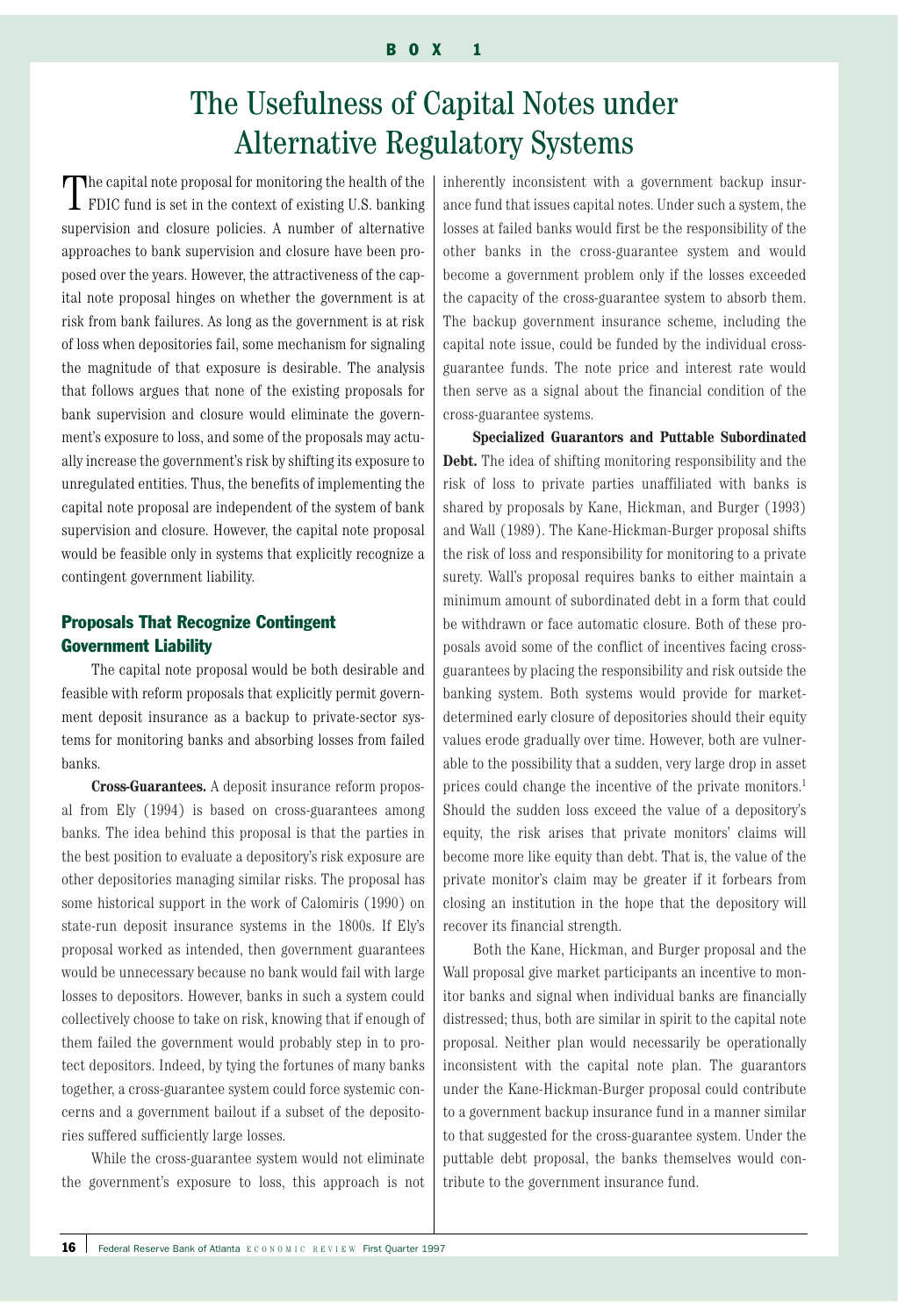**BOX 1**

# The Usefulness of Capital Notes under Alternative Regulatory Systems

The capital note proposal for monitoring the health of the FDIC fund is set in the context of existing U.S. banking supervision and closure policies. A number of alternative approaches to bank supervision and closure have been proposed over the years. However, the attractiveness of the capital note proposal hinges on whether the government is at risk from bank failures. As long as the government is at risk of loss when depositories fail, some mechanism for signaling the magnitude of that exposure is desirable. The analysis that follows argues that none of the existing proposals for bank supervision and closure would eliminate the government's exposure to loss, and some of the proposals may actually increase the government's risk by shifting its exposure to unregulated entities. Thus, the benefits of implementing the capital note proposal are independent of the system of bank supervision and closure. However, the capital note proposal would be feasible only in systems that explicitly recognize a contingent government liability.

## Proposals That Recognize Contingent Government Liability

The capital note proposal would be both desirable and feasible with reform proposals that explicitly permit government deposit insurance as a backup to private-sector systems for monitoring banks and absorbing losses from failed banks.

**Cross-Guarantees.** A deposit insurance reform proposal from Ely (1994) is based on cross-guarantees among banks. The idea behind this proposal is that the parties in the best position to evaluate a depository's risk exposure are other depositories managing similar risks. The proposal has some historical support in the work of Calomiris (1990) on state-run deposit insurance systems in the 1800s. If Ely's proposal worked as intended, then government guarantees would be unnecessary because no bank would fail with large losses to depositors. However, banks in such a system could collectively choose to take on risk, knowing that if enough of them failed the government would probably step in to protect depositors. Indeed, by tying the fortunes of many banks together, a cross-guarantee system could force systemic concerns and a government bailout if a subset of the depositories suffered sufficiently large losses.

While the cross-guarantee system would not eliminate the government's exposure to loss, this approach is not inherently inconsistent with a government backup insurance fund that issues capital notes. Under such a system, the losses at failed banks would first be the responsibility of the other banks in the cross-guarantee system and would become a government problem only if the losses exceeded the capacity of the cross-guarantee system to absorb them. The backup government insurance scheme, including the capital note issue, could be funded by the individual cross-guarantee funds. The note price and interest rate would then serve as a signal about the financial condition of the cross-guarantee systems.

**Specialized Guarantors and Puttable Subordinated Debt.** The idea of shifting monitoring responsibility and the risk of loss to private parties unaffiliated with banks is shared by proposals by Kane, Hickman, and Burger (1993) and Wall (1989). The Kane-Hickman-Burger proposal shifts the risk of loss and responsibility for monitoring to a private surety. Wall's proposal requires banks to either maintain a minimum amount of subordinated debt in a form that could be withdrawn or face automatic closure. Both of these proposals avoid some of the conflict of incentives facing cross-guarantees by placing the responsibility and risk outside the banking system. Both systems would provide for market-determined early closure of depositories should their equity values erode gradually over time. However, both are vulnerable to the possibility that a sudden, very large drop in asset prices could change the incentive of the private monitors.[1] Should the sudden loss exceed the value of a depository's equity, the risk arises that private monitors' claims will become more like equity than debt. That is, the value of the private monitor's claim may be greater if it forbears from closing an institution in the hope that the depository will recover its financial strength.

Both the Kane, Hickman, and Burger proposal and the Wall proposal give market participants an incentive to monitor banks and signal when individual banks are financially distressed; thus, both are similar in spirit to the capital note proposal. Neither plan would necessarily be operationally inconsistent with the capital note plan. The guarantors under the Kane-Hickman-Burger proposal could contribute to a government backup insurance fund in a manner similar to that suggested for the cross-guarantee system. Under the puttable debt proposal, the banks themselves would contribute to the government insurance fund.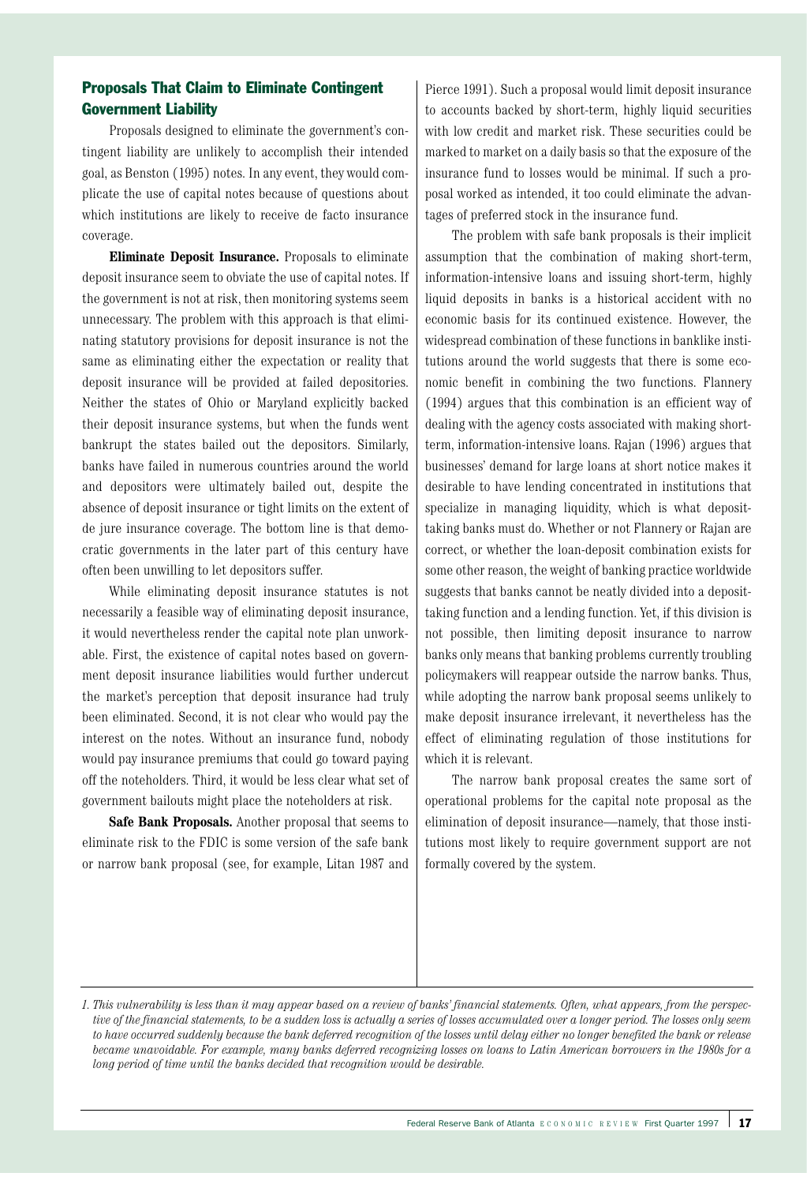### Proposals That Claim to Eliminate Contingent Government Liability

Proposals designed to eliminate the government's contingent liability are unlikely to accomplish their intended goal, as Benston (1995) notes. In any event, they would complicate the use of capital notes because of questions about which institutions are likely to receive de facto insurance coverage.

**Eliminate Deposit Insurance.** Proposals to eliminate deposit insurance seem to obviate the use of capital notes. If the government is not at risk, then monitoring systems seem unnecessary. The problem with this approach is that eliminating statutory provisions for deposit insurance is not the same as eliminating either the expectation or reality that deposit insurance will be provided at failed depositories. Neither the states of Ohio or Maryland explicitly backed their deposit insurance systems, but when the funds went bankrupt the states bailed out the depositors. Similarly, banks have failed in numerous countries around the world and depositors were ultimately bailed out, despite the absence of deposit insurance or tight limits on the extent of de jure insurance coverage. The bottom line is that democratic governments in the later part of this century have often been unwilling to let depositors suffer.

While eliminating deposit insurance statutes is not necessarily a feasible way of eliminating deposit insurance, it would nevertheless render the capital note plan unworkable. First, the existence of capital notes based on government deposit insurance liabilities would further undercut the market's perception that deposit insurance had truly been eliminated. Second, it is not clear who would pay the interest on the notes. Without an insurance fund, nobody would pay insurance premiums that could go toward paying off the noteholders. Third, it would be less clear what set of government bailouts might place the noteholders at risk.

**Safe Bank Proposals.** Another proposal that seems to eliminate risk to the FDIC is some version of the safe bank or narrow bank proposal (see, for example, Litan 1987 and Pierce 1991). Such a proposal would limit deposit insurance to accounts backed by short-term, highly liquid securities with low credit and market risk. These securities could be marked to market on a daily basis so that the exposure of the insurance fund to losses would be minimal. If such a proposal worked as intended, it too could eliminate the advantages of preferred stock in the insurance fund.

The problem with safe bank proposals is their implicit assumption that the combination of making short-term, information-intensive loans and issuing short-term, highly liquid deposits in banks is a historical accident with no economic basis for its continued existence. However, the widespread combination of these functions in banklike institutions around the world suggests that there is some economic benefit in combining the two functions. Flannery (1994) argues that this combination is an efficient way of dealing with the agency costs associated with making short-term, information-intensive loans. Rajan (1996) argues that businesses' demand for large loans at short notice makes it desirable to have lending concentrated in institutions that specialize in managing liquidity, which is what deposit-taking banks must do. Whether or not Flannery or Rajan are correct, or whether the loan-deposit combination exists for some other reason, the weight of banking practice worldwide suggests that banks cannot be neatly divided into a deposit-taking function and a lending function. Yet, if this division is not possible, then limiting deposit insurance to narrow banks only means that banking problems currently troubling policymakers will reappear outside the narrow banks. Thus, while adopting the narrow bank proposal seems unlikely to make deposit insurance irrelevant, it nevertheless has the effect of eliminating regulation of those institutions for which it is relevant.

The narrow bank proposal creates the same sort of operational problems for the capital note proposal as the elimination of deposit insurance—namely, that those institutions most likely to require government support are not formally covered by the system.

*1. This vulnerability is less than it may appear based on a review of banks' financial statements. Often, what appears, from the perspective of the financial statements, to be a sudden loss is actually a series of losses accumulated over a longer period. The losses only seem to have occurred suddenly because the bank deferred recognition of the losses until delay either no longer benefited the bank or release became unavoidable. For example, many banks deferred recognizing losses on loans to Latin American borrowers in the 1980s for a long period of time until the banks decided that recognition would be desirable.*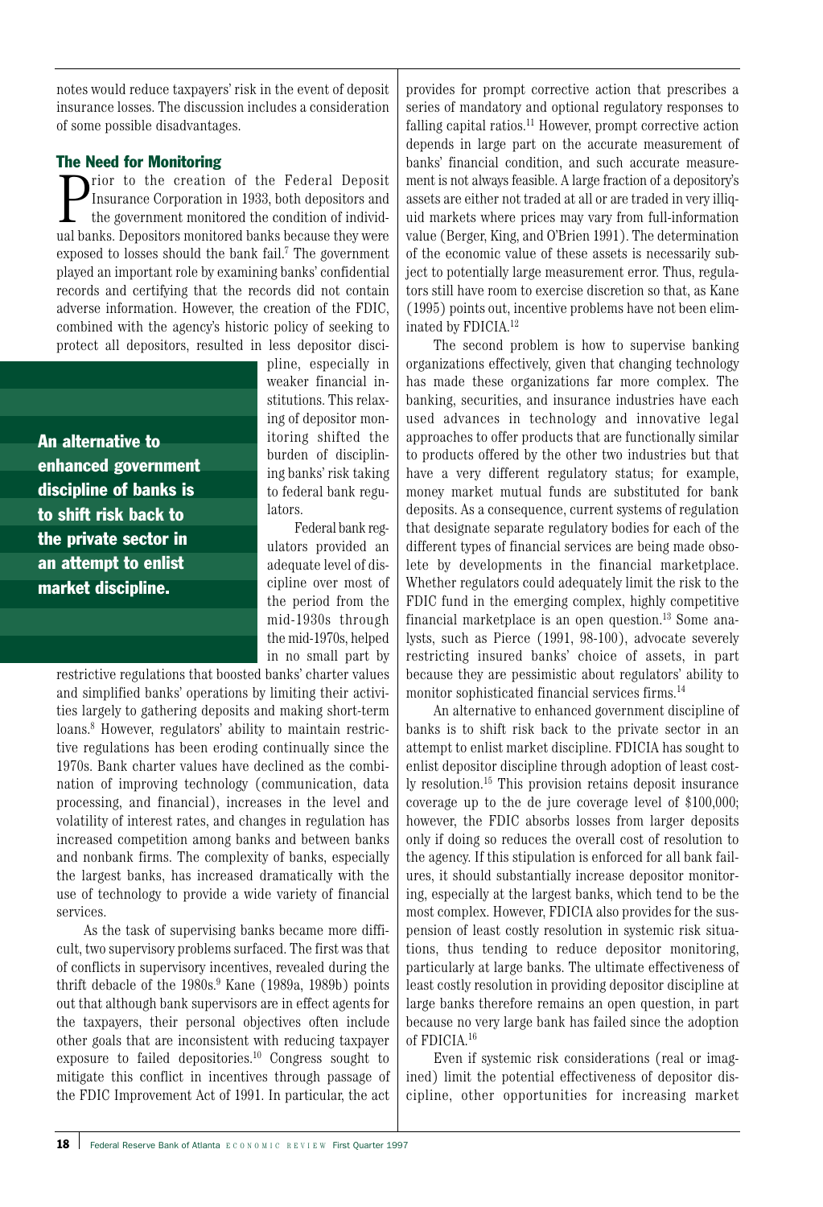notes would reduce taxpayers' risk in the event of deposit insurance losses. The discussion includes a consideration of some possible disadvantages.

## The Need for Monitoring

Prior to the creation of the Federal Deposit Insurance Corporation in 1933, both depositors and the government monitored the condition of individual banks. Depositors monitored banks because they were exposed to losses should the bank fail.[7] The government played an important role by examining banks' confidential records and certifying that the records did not contain adverse information. However, the creation of the FDIC, combined with the agency's historic policy of seeking to protect all depositors, resulted in less depositor discipline, especially in weaker financial institutions. This relaxing of depositor monitoring shifted the burden of disciplining banks' risk taking to federal bank regulators.

**An alternative to enhanced government discipline of banks is to shift risk back to the private sector in an attempt to enlist market discipline.**

Federal bank regulators provided an adequate level of discipline over most of the period from the mid-1930s through the mid-1970s, helped in no small part by restrictive regulations that boosted banks' charter values and simplified banks' operations by limiting their activities largely to gathering deposits and making short-term loans.[8] However, regulators' ability to maintain restrictive regulations has been eroding continually since the 1970s. Bank charter values have declined as the combination of improving technology (communication, data processing, and financial), increases in the level and volatility of interest rates, and changes in regulation has increased competition among banks and between banks and nonbank firms. The complexity of banks, especially the largest banks, has increased dramatically with the use of technology to provide a wide variety of financial services.

As the task of supervising banks became more difficult, two supervisory problems surfaced. The first was that of conflicts in supervisory incentives, revealed during the thrift debacle of the 1980s.[9] Kane (1989a, 1989b) points out that although bank supervisors are in effect agents for the taxpayers, their personal objectives often include other goals that are inconsistent with reducing taxpayer exposure to failed depositories.[10] Congress sought to mitigate this conflict in incentives through passage of the FDIC Improvement Act of 1991. In particular, the act provides for prompt corrective action that prescribes a series of mandatory and optional regulatory responses to falling capital ratios.[11] However, prompt corrective action depends in large part on the accurate measurement of banks' financial condition, and such accurate measurement is not always feasible. A large fraction of a depository's assets are either not traded at all or are traded in very illiquid markets where prices may vary from full-information value (Berger, King, and O'Brien 1991). The determination of the economic value of these assets is necessarily subject to potentially large measurement error. Thus, regulators still have room to exercise discretion so that, as Kane (1995) points out, incentive problems have not been eliminated by FDICIA.[12]

The second problem is how to supervise banking organizations effectively, given that changing technology has made these organizations far more complex. The banking, securities, and insurance industries have each used advances in technology and innovative legal approaches to offer products that are functionally similar to products offered by the other two industries but that have a very different regulatory status; for example, money market mutual funds are substituted for bank deposits. As a consequence, current systems of regulation that designate separate regulatory bodies for each of the different types of financial services are being made obsolete by developments in the financial marketplace. Whether regulators could adequately limit the risk to the FDIC fund in the emerging complex, highly competitive financial marketplace is an open question.[13] Some analysts, such as Pierce (1991, 98-100), advocate severely restricting insured banks' choice of assets, in part because they are pessimistic about regulators' ability to monitor sophisticated financial services firms.[14]

An alternative to enhanced government discipline of banks is to shift risk back to the private sector in an attempt to enlist market discipline. FDICIA has sought to enlist depositor discipline through adoption of least costly resolution.[15] This provision retains deposit insurance coverage up to the de jure coverage level of $100,000; however, the FDIC absorbs losses from larger deposits only if doing so reduces the overall cost of resolution to the agency. If this stipulation is enforced for all bank failures, it should substantially increase depositor monitoring, especially at the largest banks, which tend to be the most complex. However, FDICIA also provides for the suspension of least costly resolution in systemic risk situations, thus tending to reduce depositor monitoring, particularly at large banks. The ultimate effectiveness of least costly resolution in providing depositor discipline at large banks therefore remains an open question, in part because no very large bank has failed since the adoption of FDICIA.[16]

Even if systemic risk considerations (real or imagined) limit the potential effectiveness of depositor discipline, other opportunities for increasing market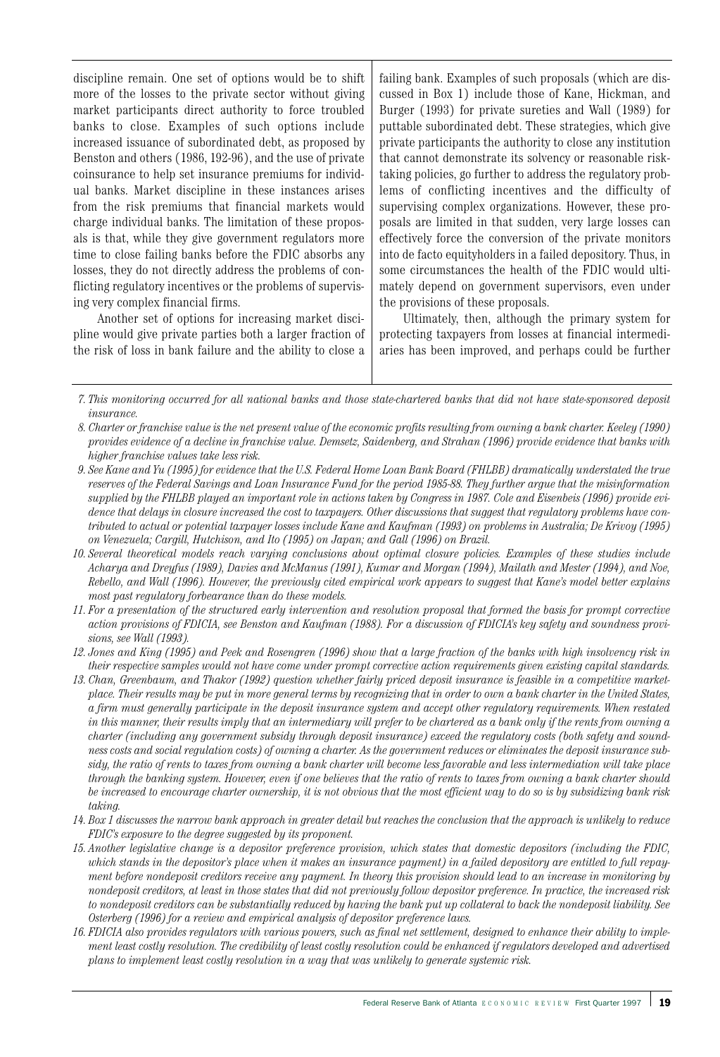discipline remain. One set of options would be to shift more of the losses to the private sector without giving market participants direct authority to force troubled banks to close. Examples of such options include increased issuance of subordinated debt, as proposed by Benston and others (1986, 192-96), and the use of private coinsurance to help set insurance premiums for individual banks. Market discipline in these instances arises from the risk premiums that financial markets would charge individual banks. The limitation of these proposals is that, while they give government regulators more time to close failing banks before the FDIC absorbs any losses, they do not directly address the problems of conflicting regulatory incentives or the problems of supervising very complex financial firms.

Another set of options for increasing market discipline would give private parties both a larger fraction of the risk of loss in bank failure and the ability to close a failing bank. Examples of such proposals (which are discussed in Box 1) include those of Kane, Hickman, and Burger (1993) for private sureties and Wall (1989) for puttable subordinated debt. These strategies, which give private participants the authority to close any institution that cannot demonstrate its solvency or reasonable risk-taking policies, go further to address the regulatory problems of conflicting incentives and the difficulty of supervising complex organizations. However, these proposals are limited in that sudden, very large losses can effectively force the conversion of the private monitors into de facto equityholders in a failed depository. Thus, in some circumstances the health of the FDIC would ultimately depend on government supervisors, even under the provisions of these proposals.

Ultimately, then, although the primary system for protecting taxpayers from losses at financial intermediaries has been improved, and perhaps could be further

*7. This monitoring occurred for all national banks and those state-chartered banks that did not have state-sponsored deposit insurance.*

*8. Charter or franchise value is the net present value of the economic profits resulting from owning a bank charter. Keeley (1990) provides evidence of a decline in franchise value. Demsetz, Saidenberg, and Strahan (1996) provide evidence that banks with higher franchise values take less risk.*

*9. See Kane and Yu (1995) for evidence that the U.S. Federal Home Loan Bank Board (FHLBB) dramatically understated the true reserves of the Federal Savings and Loan Insurance Fund for the period 1985-88. They further argue that the misinformation supplied by the FHLBB played an important role in actions taken by Congress in 1987. Cole and Eisenbeis (1996) provide evidence that delays in closure increased the cost to taxpayers. Other discussions that suggest that regulatory problems have contributed to actual or potential taxpayer losses include Kane and Kaufman (1993) on problems in Australia; De Krivoy (1995) on Venezuela; Cargill, Hutchison, and Ito (1995) on Japan; and Gall (1996) on Brazil.*

*10. Several theoretical models reach varying conclusions about optimal closure policies. Examples of these studies include Acharya and Dreyfus (1989), Davies and McManus (1991), Kumar and Morgan (1994), Mailath and Mester (1994), and Noe, Rebello, and Wall (1996). However, the previously cited empirical work appears to suggest that Kane's model better explains most past regulatory forbearance than do these models.*

*11. For a presentation of the structured early intervention and resolution proposal that formed the basis for prompt corrective action provisions of FDICIA, see Benston and Kaufman (1988). For a discussion of FDICIA's key safety and soundness provisions, see Wall (1993).*

*12. Jones and King (1995) and Peek and Rosengren (1996) show that a large fraction of the banks with high insolvency risk in their respective samples would not have come under prompt corrective action requirements given existing capital standards.*

*13. Chan, Greenbaum, and Thakor (1992) question whether fairly priced deposit insurance is feasible in a competitive marketplace. Their results may be put in more general terms by recognizing that in order to own a bank charter in the United States, a firm must generally participate in the deposit insurance system and accept other regulatory requirements. When restated in this manner, their results imply that an intermediary will prefer to be chartered as a bank only if the rents from owning a charter (including any government subsidy through deposit insurance) exceed the regulatory costs (both safety and soundness costs and social regulation costs) of owning a charter. As the government reduces or eliminates the deposit insurance subsidy, the ratio of rents to taxes from owning a bank charter will become less favorable and less intermediation will take place through the banking system. However, even if one believes that the ratio of rents to taxes from owning a bank charter should be increased to encourage charter ownership, it is not obvious that the most efficient way to do so is by subsidizing bank risk taking.*

*14. Box 1 discusses the narrow bank approach in greater detail but reaches the conclusion that the approach is unlikely to reduce FDIC's exposure to the degree suggested by its proponent.*

*15. Another legislative change is a depositor preference provision, which states that domestic depositors (including the FDIC, which stands in the depositor's place when it makes an insurance payment) in a failed depository are entitled to full repayment before nondeposit creditors receive any payment. In theory this provision should lead to an increase in monitoring by nondeposit creditors, at least in those states that did not previously follow depositor preference. In practice, the increased risk to nondeposit creditors can be substantially reduced by having the bank put up collateral to back the nondeposit liability. See Osterberg (1996) for a review and empirical analysis of depositor preference laws.*

*16. FDICIA also provides regulators with various powers, such as final net settlement, designed to enhance their ability to implement least costly resolution. The credibility of least costly resolution could be enhanced if regulators developed and advertised plans to implement least costly resolution in a way that was unlikely to generate systemic risk.*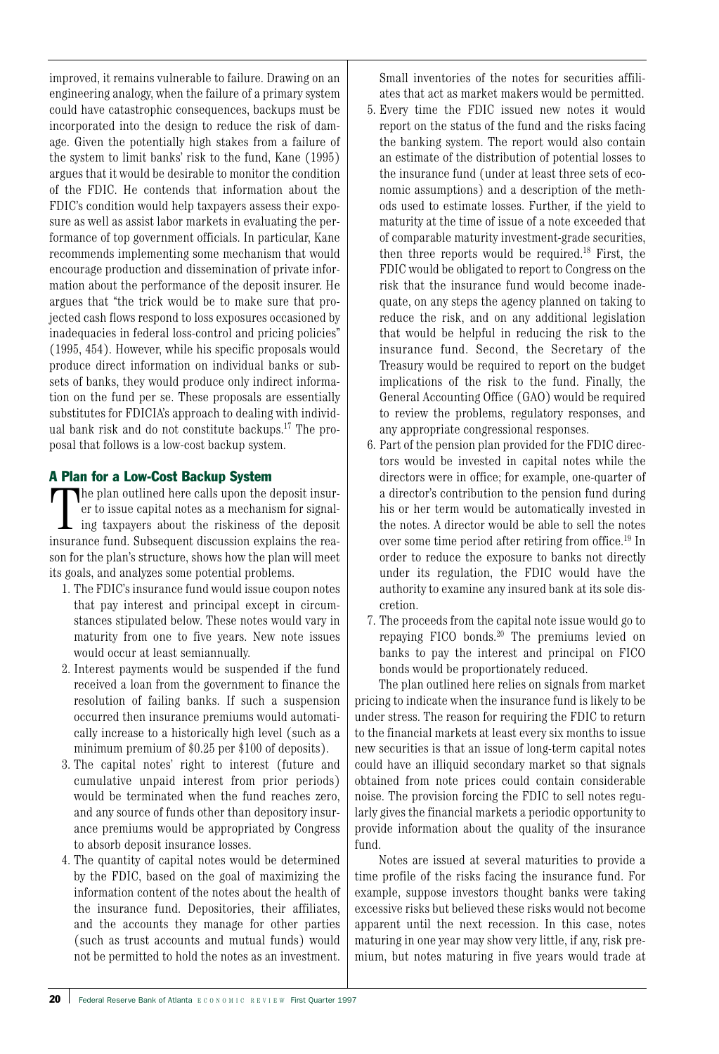improved, it remains vulnerable to failure. Drawing on an engineering analogy, when the failure of a primary system could have catastrophic consequences, backups must be incorporated into the design to reduce the risk of damage. Given the potentially high stakes from a failure of the system to limit banks' risk to the fund, Kane (1995) argues that it would be desirable to monitor the condition of the FDIC. He contends that information about the FDIC's condition would help taxpayers assess their exposure as well as assist labor markets in evaluating the performance of top government officials. In particular, Kane recommends implementing some mechanism that would encourage production and dissemination of private information about the performance of the deposit insurer. He argues that "the trick would be to make sure that projected cash flows respond to loss exposures occasioned by inadequacies in federal loss-control and pricing policies" (1995, 454). However, while his specific proposals would produce direct information on individual banks or subsets of banks, they would produce only indirect information on the fund per se. These proposals are essentially substitutes for FDICIA's approach to dealing with individual bank risk and do not constitute backups.[17] The proposal that follows is a low-cost backup system.

## A Plan for a Low-Cost Backup System

The plan outlined here calls upon the deposit insurer to issue capital notes as a mechanism for signaling taxpayers about the riskiness of the deposit insurance fund. Subsequent discussion explains the reason for the plan's structure, shows how the plan will meet its goals, and analyzes some potential problems.

1. The FDIC's insurance fund would issue coupon notes that pay interest and principal except in circumstances stipulated below. These notes would vary in maturity from one to five years. New note issues would occur at least semiannually.
2. Interest payments would be suspended if the fund received a loan from the government to finance the resolution of failing banks. If such a suspension occurred then insurance premiums would automatically increase to a historically high level (such as a minimum premium of $0.25 per $100 of deposits).
3. The capital notes' right to interest (future and cumulative unpaid interest from prior periods) would be terminated when the fund reaches zero, and any source of funds other than depository insurance premiums would be appropriated by Congress to absorb deposit insurance losses.
4. The quantity of capital notes would be determined by the FDIC, based on the goal of maximizing the information content of the notes about the health of the insurance fund. Depositories, their affiliates, and the accounts they manage for other parties (such as trust accounts and mutual funds) would not be permitted to hold the notes as an investment. Small inventories of the notes for securities affiliates that act as market makers would be permitted.
5. Every time the FDIC issued new notes it would report on the status of the fund and the risks facing the banking system. The report would also contain an estimate of the distribution of potential losses to the insurance fund (under at least three sets of economic assumptions) and a description of the methods used to estimate losses. Further, if the yield to maturity at the time of issue of a note exceeded that of comparable maturity investment-grade securities, then three reports would be required.[18] First, the FDIC would be obligated to report to Congress on the risk that the insurance fund would become inadequate, on any steps the agency planned on taking to reduce the risk, and on any additional legislation that would be helpful in reducing the risk to the insurance fund. Second, the Secretary of the Treasury would be required to report on the budget implications of the risk to the fund. Finally, the General Accounting Office (GAO) would be required to review the problems, regulatory responses, and any appropriate congressional responses.
6. Part of the pension plan provided for the FDIC directors would be invested in capital notes while the directors were in office; for example, one-quarter of a director's contribution to the pension fund during his or her term would be automatically invested in the notes. A director would be able to sell the notes over some time period after retiring from office.[19] In order to reduce the exposure to banks not directly under its regulation, the FDIC would have the authority to examine any insured bank at its sole discretion.
7. The proceeds from the capital note issue would go to repaying FICO bonds.[20] The premiums levied on banks to pay the interest and principal on FICO bonds would be proportionately reduced.

The plan outlined here relies on signals from market pricing to indicate when the insurance fund is likely to be under stress. The reason for requiring the FDIC to return to the financial markets at least every six months to issue new securities is that an issue of long-term capital notes could have an illiquid secondary market so that signals obtained from note prices could contain considerable noise. The provision forcing the FDIC to sell notes regularly gives the financial markets a periodic opportunity to provide information about the quality of the insurance fund.

Notes are issued at several maturities to provide a time profile of the risks facing the insurance fund. For example, suppose investors thought banks were taking excessive risks but believed these risks would not become apparent until the next recession. In this case, notes maturing in one year may show very little, if any, risk premium, but notes maturing in five years would trade at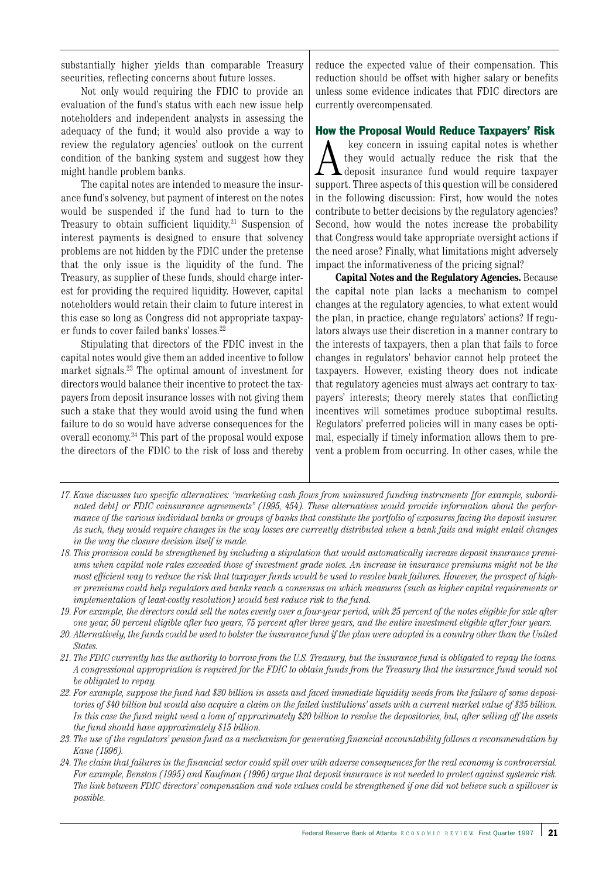substantially higher yields than comparable Treasury securities, reflecting concerns about future losses.

Not only would requiring the FDIC to provide an evaluation of the fund's status with each new issue help noteholders and independent analysts in assessing the adequacy of the fund; it would also provide a way to review the regulatory agencies' outlook on the current condition of the banking system and suggest how they might handle problem banks.

The capital notes are intended to measure the insurance fund's solvency, but payment of interest on the notes would be suspended if the fund had to turn to the Treasury to obtain sufficient liquidity.[21] Suspension of interest payments is designed to ensure that solvency problems are not hidden by the FDIC under the pretense that the only issue is the liquidity of the fund. The Treasury, as supplier of these funds, should charge interest for providing the required liquidity. However, capital noteholders would retain their claim to future interest in this case so long as Congress did not appropriate taxpayer funds to cover failed banks' losses.[22]

Stipulating that directors of the FDIC invest in the capital notes would give them an added incentive to follow market signals.[23] The optimal amount of investment for directors would balance their incentive to protect the taxpayers from deposit insurance losses with not giving them such a stake that they would avoid using the fund when failure to do so would have adverse consequences for the overall economy.[24] This part of the proposal would expose the directors of the FDIC to the risk of loss and thereby reduce the expected value of their compensation. This reduction should be offset with higher salary or benefits unless some evidence indicates that FDIC directors are currently overcompensated.

## How the Proposal Would Reduce Taxpayers' Risk

A key concern in issuing capital notes is whether they would actually reduce the risk that the deposit insurance fund would require taxpayer support. Three aspects of this question will be considered in the following discussion: First, how would the notes contribute to better decisions by the regulatory agencies? Second, how would the notes increase the probability that Congress would take appropriate oversight actions if the need arose? Finally, what limitations might adversely impact the informativeness of the pricing signal?

**Capital Notes and the Regulatory Agencies.** Because the capital note plan lacks a mechanism to compel changes at the regulatory agencies, to what extent would the plan, in practice, change regulators' actions? If regulators always use their discretion in a manner contrary to the interests of taxpayers, then a plan that fails to force changes in regulators' behavior cannot help protect the taxpayers. However, existing theory does not indicate that regulatory agencies must always act contrary to taxpayers' interests; theory merely states that conflicting incentives will sometimes produce suboptimal results. Regulators' preferred policies will in many cases be optimal, especially if timely information allows them to prevent a problem from occurring. In other cases, while the

---

*17. Kane discusses two specific alternatives: "marketing cash flows from uninsured funding instruments [for example, subordinated debt] or FDIC coinsurance agreements" (1995, 454). These alternatives would provide information about the performance of the various individual banks or groups of banks that constitute the portfolio of exposures facing the deposit insurer. As such, they would require changes in the way losses are currently distributed when a bank fails and might entail changes in the way the closure decision itself is made.*

*18. This provision could be strengthened by including a stipulation that would automatically increase deposit insurance premiums when capital note rates exceeded those of investment grade notes. An increase in insurance premiums might not be the most efficient way to reduce the risk that taxpayer funds would be used to resolve bank failures. However, the prospect of higher premiums could help regulators and banks reach a consensus on which measures (such as higher capital requirements or implementation of least-costly resolution) would best reduce risk to the fund.*

*19. For example, the directors could sell the notes evenly over a four-year period, with 25 percent of the notes eligible for sale after one year, 50 percent eligible after two years, 75 percent after three years, and the entire investment eligible after four years.*

*20. Alternatively, the funds could be used to bolster the insurance fund if the plan were adopted in a country other than the United States.*

*21. The FDIC currently has the authority to borrow from the U.S. Treasury, but the insurance fund is obligated to repay the loans. A congressional appropriation is required for the FDIC to obtain funds from the Treasury that the insurance fund would not be obligated to repay.*

*22. For example, suppose the fund had $20 billion in assets and faced immediate liquidity needs from the failure of some depositories of $40 billion but would also acquire a claim on the failed institutions' assets with a current market value of $35 billion. In this case the fund might need a loan of approximately $20 billion to resolve the depositories, but, after selling off the assets the fund should have approximately $15 billion.*

*23. The use of the regulators' pension fund as a mechanism for generating financial accountability follows a recommendation by Kane (1996).*

*24. The claim that failures in the financial sector could spill over with adverse consequences for the real economy is controversial. For example, Benston (1995) and Kaufman (1996) argue that deposit insurance is not needed to protect against systemic risk. The link between FDIC directors' compensation and note values could be strengthened if one did not believe such a spillover is possible.*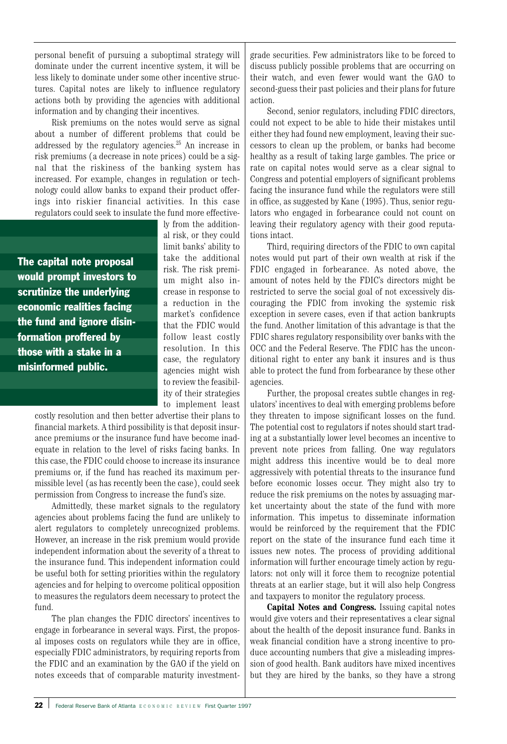personal benefit of pursuing a suboptimal strategy will dominate under the current incentive system, it will be less likely to dominate under some other incentive structures. Capital notes are likely to influence regulatory actions both by providing the agencies with additional information and by changing their incentives.

Risk premiums on the notes would serve as signal about a number of different problems that could be addressed by the regulatory agencies.[25] An increase in risk premiums (a decrease in note prices) could be a signal that the riskiness of the banking system has increased. For example, changes in regulation or technology could allow banks to expand their product offerings into riskier financial activities. In this case regulators could seek to insulate the fund more effectively from the additional risk, or they could limit banks' ability to take the additional risk. The risk premium might also increase in response to a reduction in the market's confidence that the FDIC would follow least costly resolution. In this case, the regulatory agencies might wish to review the feasibility of their strategies to implement least costly resolution and then better advertise their plans to financial markets. A third possibility is that deposit insurance premiums or the insurance fund have become inadequate in relation to the level of risks facing banks. In this case, the FDIC could choose to increase its insurance premiums or, if the fund has reached its maximum permissible level (as has recently been the case), could seek permission from Congress to increase the fund's size.

**The capital note proposal would prompt investors to scrutinize the underlying economic realities facing the fund and ignore disinformation proffered by those with a stake in a misinformed public.**

Admittedly, these market signals to the regulatory agencies about problems facing the fund are unlikely to alert regulators to completely unrecognized problems. However, an increase in the risk premium would provide independent information about the severity of a threat to the insurance fund. This independent information could be useful both for setting priorities within the regulatory agencies and for helping to overcome political opposition to measures the regulators deem necessary to protect the fund.

The plan changes the FDIC directors' incentives to engage in forbearance in several ways. First, the proposal imposes costs on regulators while they are in office, especially FDIC administrators, by requiring reports from the FDIC and an examination by the GAO if the yield on notes exceeds that of comparable maturity investment-grade securities. Few administrators like to be forced to discuss publicly possible problems that are occurring on their watch, and even fewer would want the GAO to second-guess their past policies and their plans for future action.

Second, senior regulators, including FDIC directors, could not expect to be able to hide their mistakes until either they had found new employment, leaving their successors to clean up the problem, or banks had become healthy as a result of taking large gambles. The price or rate on capital notes would serve as a clear signal to Congress and potential employers of significant problems facing the insurance fund while the regulators were still in office, as suggested by Kane (1995). Thus, senior regulators who engaged in forbearance could not count on leaving their regulatory agency with their good reputations intact.

Third, requiring directors of the FDIC to own capital notes would put part of their own wealth at risk if the FDIC engaged in forbearance. As noted above, the amount of notes held by the FDIC's directors might be restricted to serve the social goal of not excessively discouraging the FDIC from invoking the systemic risk exception in severe cases, even if that action bankrupts the fund. Another limitation of this advantage is that the FDIC shares regulatory responsibility over banks with the OCC and the Federal Reserve. The FDIC has the unconditional right to enter any bank it insures and is thus able to protect the fund from forbearance by these other agencies.

Further, the proposal creates subtle changes in regulators' incentives to deal with emerging problems before they threaten to impose significant losses on the fund. The potential cost to regulators if notes should start trading at a substantially lower level becomes an incentive to prevent note prices from falling. One way regulators might address this incentive would be to deal more aggressively with potential threats to the insurance fund before economic losses occur. They might also try to reduce the risk premiums on the notes by assuaging market uncertainty about the state of the fund with more information. This impetus to disseminate information would be reinforced by the requirement that the FDIC report on the state of the insurance fund each time it issues new notes. The process of providing additional information will further encourage timely action by regulators: not only will it force them to recognize potential threats at an earlier stage, but it will also help Congress and taxpayers to monitor the regulatory process.

**Capital Notes and Congress.** Issuing capital notes would give voters and their representatives a clear signal about the health of the deposit insurance fund. Banks in weak financial condition have a strong incentive to produce accounting numbers that give a misleading impression of good health. Bank auditors have mixed incentives but they are hired by the banks, so they have a strong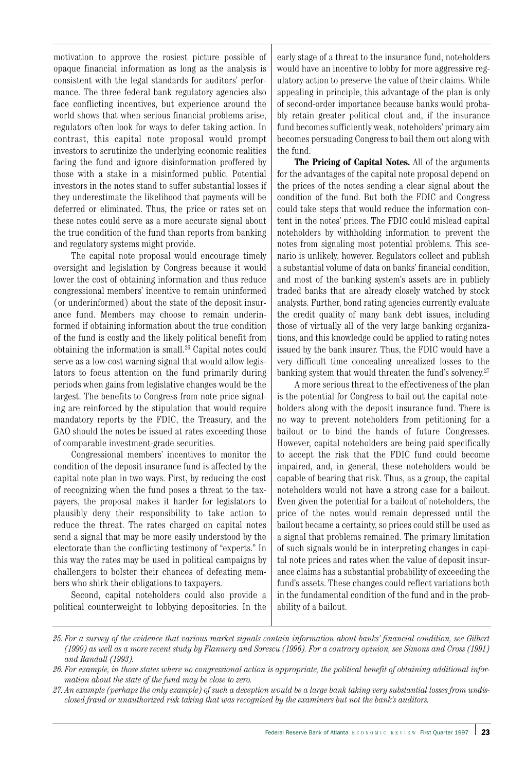motivation to approve the rosiest picture possible of opaque financial information as long as the analysis is consistent with the legal standards for auditors' performance. The three federal bank regulatory agencies also face conflicting incentives, but experience around the world shows that when serious financial problems arise, regulators often look for ways to defer taking action. In contrast, this capital note proposal would prompt investors to scrutinize the underlying economic realities facing the fund and ignore disinformation proffered by those with a stake in a misinformed public. Potential investors in the notes stand to suffer substantial losses if they underestimate the likelihood that payments will be deferred or eliminated. Thus, the price or rates set on these notes could serve as a more accurate signal about the true condition of the fund than reports from banking and regulatory systems might provide.

The capital note proposal would encourage timely oversight and legislation by Congress because it would lower the cost of obtaining information and thus reduce congressional members' incentive to remain uninformed (or underinformed) about the state of the deposit insurance fund. Members may choose to remain underinformed if obtaining information about the true condition of the fund is costly and the likely political benefit from obtaining the information is small.[26] Capital notes could serve as a low-cost warning signal that would allow legislators to focus attention on the fund primarily during periods when gains from legislative changes would be the largest. The benefits to Congress from note price signaling are reinforced by the stipulation that would require mandatory reports by the FDIC, the Treasury, and the GAO should the notes be issued at rates exceeding those of comparable investment-grade securities.

Congressional members' incentives to monitor the condition of the deposit insurance fund is affected by the capital note plan in two ways. First, by reducing the cost of recognizing when the fund poses a threat to the taxpayers, the proposal makes it harder for legislators to plausibly deny their responsibility to take action to reduce the threat. The rates charged on capital notes send a signal that may be more easily understood by the electorate than the conflicting testimony of "experts." In this way the rates may be used in political campaigns by challengers to bolster their chances of defeating members who shirk their obligations to taxpayers.

Second, capital noteholders could also provide a political counterweight to lobbying depositories. In the early stage of a threat to the insurance fund, noteholders would have an incentive to lobby for more aggressive regulatory action to preserve the value of their claims. While appealing in principle, this advantage of the plan is only of second-order importance because banks would probably retain greater political clout and, if the insurance fund becomes sufficiently weak, noteholders' primary aim becomes persuading Congress to bail them out along with the fund.

**The Pricing of Capital Notes.** All of the arguments for the advantages of the capital note proposal depend on the prices of the notes sending a clear signal about the condition of the fund. But both the FDIC and Congress could take steps that would reduce the information content in the notes' prices. The FDIC could mislead capital noteholders by withholding information to prevent the notes from signaling most potential problems. This scenario is unlikely, however. Regulators collect and publish a substantial volume of data on banks' financial condition, and most of the banking system's assets are in publicly traded banks that are already closely watched by stock analysts. Further, bond rating agencies currently evaluate the credit quality of many bank debt issues, including those of virtually all of the very large banking organizations, and this knowledge could be applied to rating notes issued by the bank insurer. Thus, the FDIC would have a very difficult time concealing unrealized losses to the banking system that would threaten the fund's solvency.[27]

A more serious threat to the effectiveness of the plan is the potential for Congress to bail out the capital noteholders along with the deposit insurance fund. There is no way to prevent noteholders from petitioning for a bailout or to bind the hands of future Congresses. However, capital noteholders are being paid specifically to accept the risk that the FDIC fund could become impaired, and, in general, these noteholders would be capable of bearing that risk. Thus, as a group, the capital noteholders would not have a strong case for a bailout. Even given the potential for a bailout of noteholders, the price of the notes would remain depressed until the bailout became a certainty, so prices could still be used as a signal that problems remained. The primary limitation of such signals would be in interpreting changes in capital note prices and rates when the value of deposit insurance claims has a substantial probability of exceeding the fund's assets. These changes could reflect variations both in the fundamental condition of the fund and in the probability of a bailout.

*25. For a survey of the evidence that various market signals contain information about banks' financial condition, see Gilbert (1990) as well as a more recent study by Flannery and Sorescu (1996). For a contrary opinion, see Simons and Cross (1991) and Randall (1993).*

*26. For example, in those states where no congressional action is appropriate, the political benefit of obtaining additional information about the state of the fund may be close to zero.*

*27. An example (perhaps the only example) of such a deception would be a large bank taking very substantial losses from undisclosed fraud or unauthorized risk taking that was recognized by the examiners but not the bank's auditors.*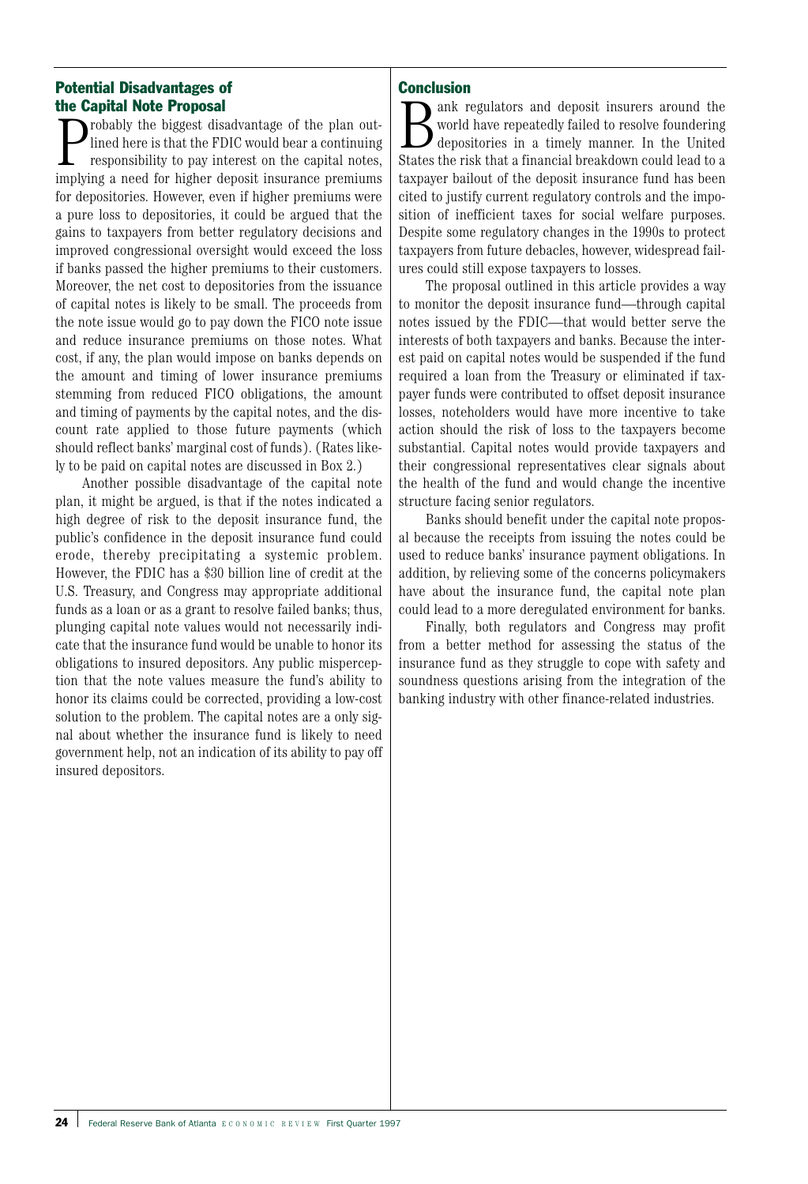## Potential Disadvantages of the Capital Note Proposal

Probably the biggest disadvantage of the plan outlined here is that the FDIC would bear a continuing responsibility to pay interest on the capital notes, implying a need for higher deposit insurance premiums for depositories. However, even if higher premiums were a pure loss to depositories, it could be argued that the gains to taxpayers from better regulatory decisions and improved congressional oversight would exceed the loss if banks passed the higher premiums to their customers. Moreover, the net cost to depositories from the issuance of capital notes is likely to be small. The proceeds from the note issue would go to pay down the FICO note issue and reduce insurance premiums on those notes. What cost, if any, the plan would impose on banks depends on the amount and timing of lower insurance premiums stemming from reduced FICO obligations, the amount and timing of payments by the capital notes, and the discount rate applied to those future payments (which should reflect banks' marginal cost of funds). (Rates likely to be paid on capital notes are discussed in Box 2.)

Another possible disadvantage of the capital note plan, it might be argued, is that if the notes indicated a high degree of risk to the deposit insurance fund, the public's confidence in the deposit insurance fund could erode, thereby precipitating a systemic problem. However, the FDIC has a $30 billion line of credit at the U.S. Treasury, and Congress may appropriate additional funds as a loan or as a grant to resolve failed banks; thus, plunging capital note values would not necessarily indicate that the insurance fund would be unable to honor its obligations to insured depositors. Any public misperception that the note values measure the fund's ability to honor its claims could be corrected, providing a low-cost solution to the problem. The capital notes are a only signal about whether the insurance fund is likely to need government help, not an indication of its ability to pay off insured depositors.

## Conclusion

Bank regulators and deposit insurers around the world have repeatedly failed to resolve foundering depositories in a timely manner. In the United States the risk that a financial breakdown could lead to a taxpayer bailout of the deposit insurance fund has been cited to justify current regulatory controls and the imposition of inefficient taxes for social welfare purposes. Despite some regulatory changes in the 1990s to protect taxpayers from future debacles, however, widespread failures could still expose taxpayers to losses.

The proposal outlined in this article provides a way to monitor the deposit insurance fund—through capital notes issued by the FDIC—that would better serve the interests of both taxpayers and banks. Because the interest paid on capital notes would be suspended if the fund required a loan from the Treasury or eliminated if taxpayer funds were contributed to offset deposit insurance losses, noteholders would have more incentive to take action should the risk of loss to the taxpayers become substantial. Capital notes would provide taxpayers and their congressional representatives clear signals about the health of the fund and would change the incentive structure facing senior regulators.

Banks should benefit under the capital note proposal because the receipts from issuing the notes could be used to reduce banks' insurance payment obligations. In addition, by relieving some of the concerns policymakers have about the insurance fund, the capital note plan could lead to a more deregulated environment for banks.

Finally, both regulators and Congress may profit from a better method for assessing the status of the insurance fund as they struggle to cope with safety and soundness questions arising from the integration of the banking industry with other finance-related industries.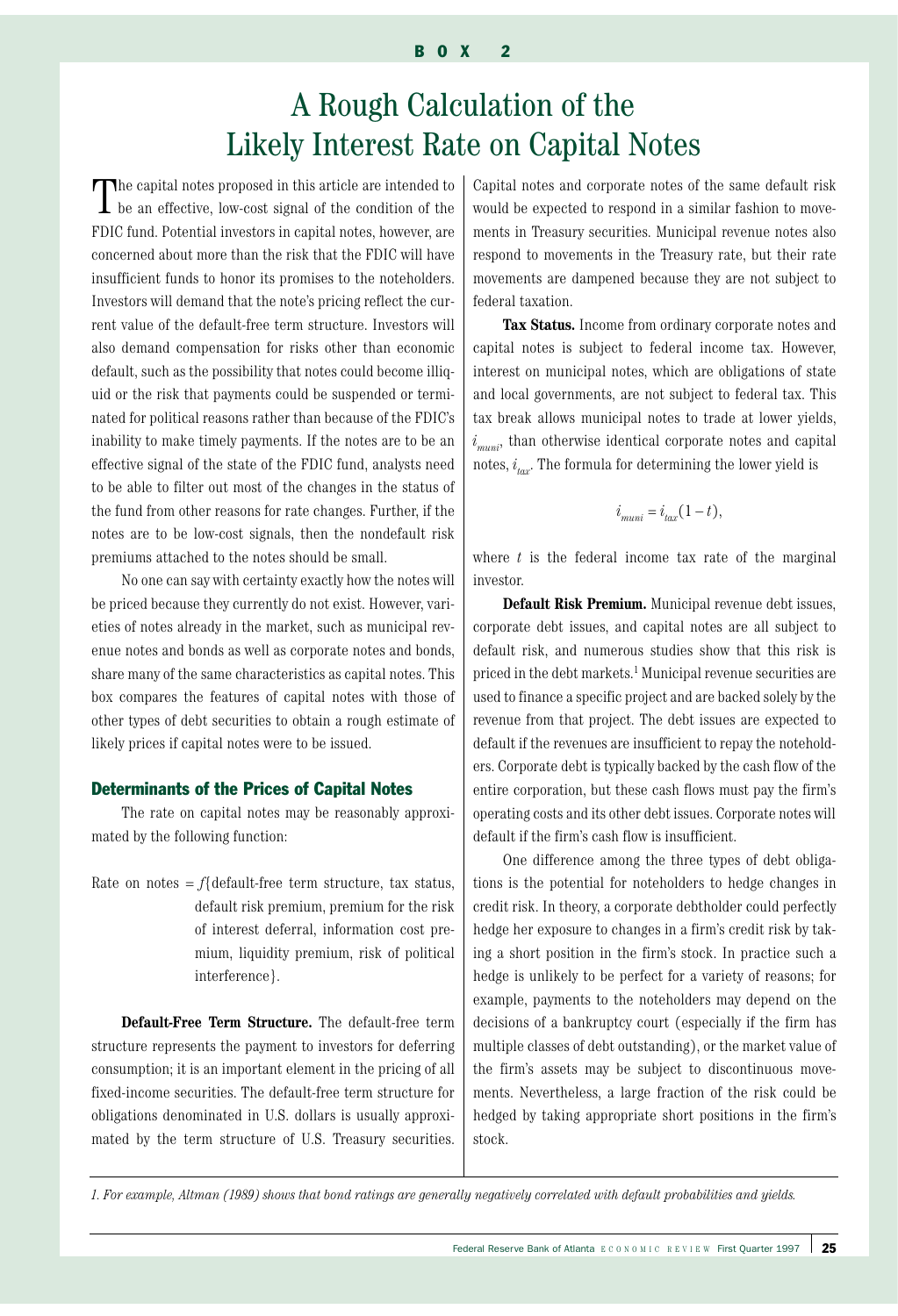BOX 2

# A Rough Calculation of the Likely Interest Rate on Capital Notes

The capital notes proposed in this article are intended to be an effective, low-cost signal of the condition of the FDIC fund. Potential investors in capital notes, however, are concerned about more than the risk that the FDIC will have insufficient funds to honor its promises to the noteholders. Investors will demand that the note's pricing reflect the current value of the default-free term structure. Investors will also demand compensation for risks other than economic default, such as the possibility that notes could become illiquid or the risk that payments could be suspended or terminated for political reasons rather than because of the FDIC's inability to make timely payments. If the notes are to be an effective signal of the state of the FDIC fund, analysts need to be able to filter out most of the changes in the status of the fund from other reasons for rate changes. Further, if the notes are to be low-cost signals, then the nondefault risk premiums attached to the notes should be small.

No one can say with certainty exactly how the notes will be priced because they currently do not exist. However, varieties of notes already in the market, such as municipal revenue notes and bonds as well as corporate notes and bonds, share many of the same characteristics as capital notes. This box compares the features of capital notes with those of other types of debt securities to obtain a rough estimate of likely prices if capital notes were to be issued.

## Determinants of the Prices of Capital Notes

The rate on capital notes may be reasonably approximated by the following function:

Rate on notes = *f*{default-free term structure, tax status, default risk premium, premium for the risk of interest deferral, information cost premium, liquidity premium, risk of political interference}.

**Default-Free Term Structure.** The default-free term structure represents the payment to investors for deferring consumption; it is an important element in the pricing of all fixed-income securities. The default-free term structure for obligations denominated in U.S. dollars is usually approximated by the term structure of U.S. Treasury securities. Capital notes and corporate notes of the same default risk would be expected to respond in a similar fashion to movements in Treasury securities. Municipal revenue notes also respond to movements in the Treasury rate, but their rate movements are dampened because they are not subject to federal taxation.

**Tax Status.** Income from ordinary corporate notes and capital notes is subject to federal income tax. However, interest on municipal notes, which are obligations of state and local governments, are not subject to federal tax. This tax break allows municipal notes to trade at lower yields, $i_{muni}$, than otherwise identical corporate notes and capital notes, $i_{tax}$. The formula for determining the lower yield is

$$i_{muni} = i_{tax}(1 - t),$$

where $t$ is the federal income tax rate of the marginal investor.

**Default Risk Premium.** Municipal revenue debt issues, corporate debt issues, and capital notes are all subject to default risk, and numerous studies show that this risk is priced in the debt markets.[1] Municipal revenue securities are used to finance a specific project and are backed solely by the revenue from that project. The debt issues are expected to default if the revenues are insufficient to repay the noteholders. Corporate debt is typically backed by the cash flow of the entire corporation, but these cash flows must pay the firm's operating costs and its other debt issues. Corporate notes will default if the firm's cash flow is insufficient.

One difference among the three types of debt obligations is the potential for noteholders to hedge changes in credit risk. In theory, a corporate debtholder could perfectly hedge her exposure to changes in a firm's credit risk by taking a short position in the firm's stock. In practice such a hedge is unlikely to be perfect for a variety of reasons; for example, payments to the noteholders may depend on the decisions of a bankruptcy court (especially if the firm has multiple classes of debt outstanding), or the market value of the firm's assets may be subject to discontinuous movements. Nevertheless, a large fraction of the risk could be hedged by taking appropriate short positions in the firm's stock.

*1. For example, Altman (1989) shows that bond ratings are generally negatively correlated with default probabilities and yields.*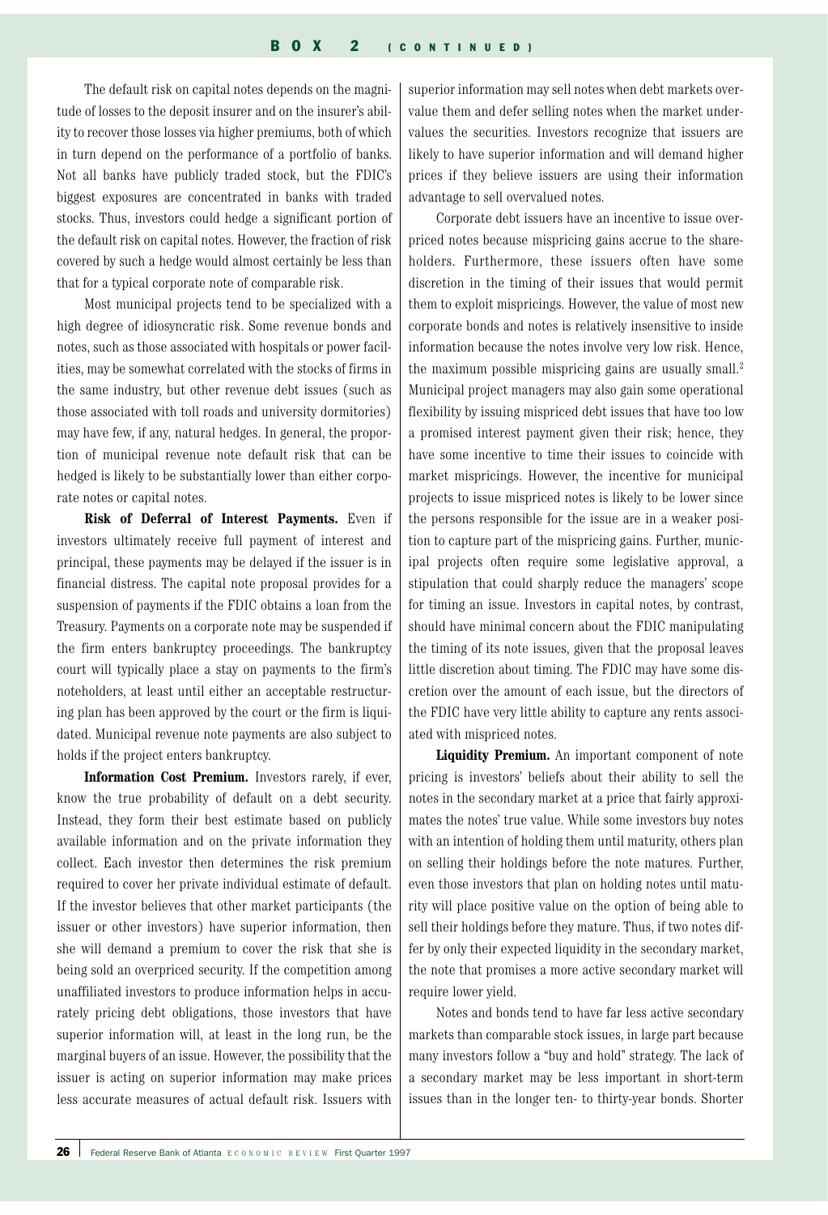## BOX 2 (CONTINUED)

The default risk on capital notes depends on the magnitude of losses to the deposit insurer and on the insurer's ability to recover those losses via higher premiums, both of which in turn depend on the performance of a portfolio of banks. Not all banks have publicly traded stock, but the FDIC's biggest exposures are concentrated in banks with traded stocks. Thus, investors could hedge a significant portion of the default risk on capital notes. However, the fraction of risk covered by such a hedge would almost certainly be less than that for a typical corporate note of comparable risk.

Most municipal projects tend to be specialized with a high degree of idiosyncratic risk. Some revenue bonds and notes, such as those associated with hospitals or power facilities, may be somewhat correlated with the stocks of firms in the same industry, but other revenue debt issues (such as those associated with toll roads and university dormitories) may have few, if any, natural hedges. In general, the proportion of municipal revenue note default risk that can be hedged is likely to be substantially lower than either corporate notes or capital notes.

**Risk of Deferral of Interest Payments.** Even if investors ultimately receive full payment of interest and principal, these payments may be delayed if the issuer is in financial distress. The capital note proposal provides for a suspension of payments if the FDIC obtains a loan from the Treasury. Payments on a corporate note may be suspended if the firm enters bankruptcy proceedings. The bankruptcy court will typically place a stay on payments to the firm's noteholders, at least until either an acceptable restructuring plan has been approved by the court or the firm is liquidated. Municipal revenue note payments are also subject to holds if the project enters bankruptcy.

**Information Cost Premium.** Investors rarely, if ever, know the true probability of default on a debt security. Instead, they form their best estimate based on publicly available information and on the private information they collect. Each investor then determines the risk premium required to cover her private individual estimate of default. If the investor believes that other market participants (the issuer or other investors) have superior information, then she will demand a premium to cover the risk that she is being sold an overpriced security. If the competition among unaffiliated investors to produce information helps in accurately pricing debt obligations, those investors that have superior information will, at least in the long run, be the marginal buyers of an issue. However, the possibility that the issuer is acting on superior information may make prices less accurate measures of actual default risk. Issuers with superior information may sell notes when debt markets overvalue them and defer selling notes when the market undervalues the securities. Investors recognize that issuers are likely to have superior information and will demand higher prices if they believe issuers are using their information advantage to sell overvalued notes.

Corporate debt issuers have an incentive to issue overpriced notes because mispricing gains accrue to the shareholders. Furthermore, these issuers often have some discretion in the timing of their issues that would permit them to exploit mispricings. However, the value of most new corporate bonds and notes is relatively insensitive to inside information because the notes involve very low risk. Hence, the maximum possible mispricing gains are usually small.[2] Municipal project managers may also gain some operational flexibility by issuing mispriced debt issues that have too low a promised interest payment given their risk; hence, they have some incentive to time their issues to coincide with market mispricings. However, the incentive for municipal projects to issue mispriced notes is likely to be lower since the persons responsible for the issue are in a weaker position to capture part of the mispricing gains. Further, municipal projects often require some legislative approval, a stipulation that could sharply reduce the managers' scope for timing an issue. Investors in capital notes, by contrast, should have minimal concern about the FDIC manipulating the timing of its note issues, given that the proposal leaves little discretion about timing. The FDIC may have some discretion over the amount of each issue, but the directors of the FDIC have very little ability to capture any rents associated with mispriced notes.

**Liquidity Premium.** An important component of note pricing is investors' beliefs about their ability to sell the notes in the secondary market at a price that fairly approximates the notes' true value. While some investors buy notes with an intention of holding them until maturity, others plan on selling their holdings before the note matures. Further, even those investors that plan on holding notes until maturity will place positive value on the option of being able to sell their holdings before they mature. Thus, if two notes differ by only their expected liquidity in the secondary market, the note that promises a more active secondary market will require lower yield.

Notes and bonds tend to have far less active secondary markets than comparable stock issues, in large part because many investors follow a "buy and hold" strategy. The lack of a secondary market may be less important in short-term issues than in the longer ten- to thirty-year bonds. Shorter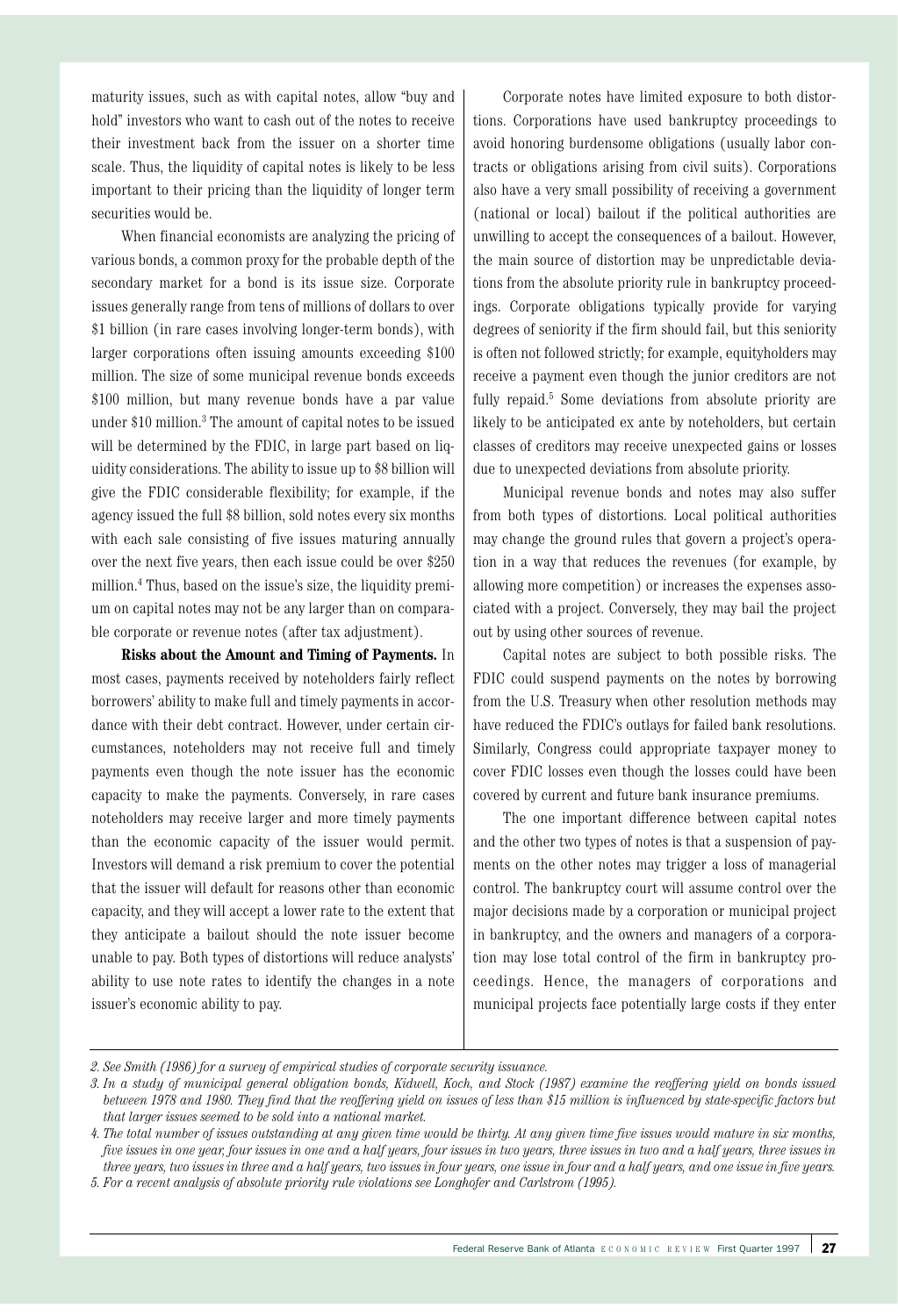maturity issues, such as with capital notes, allow "buy and hold" investors who want to cash out of the notes to receive their investment back from the issuer on a shorter time scale. Thus, the liquidity of capital notes is likely to be less important to their pricing than the liquidity of longer term securities would be.

When financial economists are analyzing the pricing of various bonds, a common proxy for the probable depth of the secondary market for a bond is its issue size. Corporate issues generally range from tens of millions of dollars to over \$1 billion (in rare cases involving longer-term bonds), with larger corporations often issuing amounts exceeding \$100 million. The size of some municipal revenue bonds exceeds \$100 million, but many revenue bonds have a par value under \$10 million.[3] The amount of capital notes to be issued will be determined by the FDIC, in large part based on liquidity considerations. The ability to issue up to \$8 billion will give the FDIC considerable flexibility; for example, if the agency issued the full \$8 billion, sold notes every six months with each sale consisting of five issues maturing annually over the next five years, then each issue could be over \$250 million.[4] Thus, based on the issue's size, the liquidity premium on capital notes may not be any larger than on comparable corporate or revenue notes (after tax adjustment).

**Risks about the Amount and Timing of Payments.** In most cases, payments received by noteholders fairly reflect borrowers' ability to make full and timely payments in accordance with their debt contract. However, under certain circumstances, noteholders may not receive full and timely payments even though the note issuer has the economic capacity to make the payments. Conversely, in rare cases noteholders may receive larger and more timely payments than the economic capacity of the issuer would permit. Investors will demand a risk premium to cover the potential that the issuer will default for reasons other than economic capacity, and they will accept a lower rate to the extent that they anticipate a bailout should the note issuer become unable to pay. Both types of distortions will reduce analysts' ability to use note rates to identify the changes in a note issuer's economic ability to pay.

Corporate notes have limited exposure to both distortions. Corporations have used bankruptcy proceedings to avoid honoring burdensome obligations (usually labor contracts or obligations arising from civil suits). Corporations also have a very small possibility of receiving a government (national or local) bailout if the political authorities are unwilling to accept the consequences of a bailout. However, the main source of distortion may be unpredictable deviations from the absolute priority rule in bankruptcy proceedings. Corporate obligations typically provide for varying degrees of seniority if the firm should fail, but this seniority is often not followed strictly; for example, equityholders may receive a payment even though the junior creditors are not fully repaid.[5] Some deviations from absolute priority are likely to be anticipated ex ante by noteholders, but certain classes of creditors may receive unexpected gains or losses due to unexpected deviations from absolute priority.

Municipal revenue bonds and notes may also suffer from both types of distortions. Local political authorities may change the ground rules that govern a project's operation in a way that reduces the revenues (for example, by allowing more competition) or increases the expenses associated with a project. Conversely, they may bail the project out by using other sources of revenue.

Capital notes are subject to both possible risks. The FDIC could suspend payments on the notes by borrowing from the U.S. Treasury when other resolution methods may have reduced the FDIC's outlays for failed bank resolutions. Similarly, Congress could appropriate taxpayer money to cover FDIC losses even though the losses could have been covered by current and future bank insurance premiums.

The one important difference between capital notes and the other two types of notes is that a suspension of payments on the other notes may trigger a loss of managerial control. The bankruptcy court will assume control over the major decisions made by a corporation or municipal project in bankruptcy, and the owners and managers of a corporation may lose total control of the firm in bankruptcy proceedings. Hence, the managers of corporations and municipal projects face potentially large costs if they enter

---

*2. See Smith (1986) for a survey of empirical studies of corporate security issuance.*

*3. In a study of municipal general obligation bonds, Kidwell, Koch, and Stock (1987) examine the reoffering yield on bonds issued between 1978 and 1980. They find that the reoffering yield on issues of less than \$15 million is influenced by state-specific factors but that larger issues seemed to be sold into a national market.*

*4. The total number of issues outstanding at any given time would be thirty. At any given time five issues would mature in six months, five issues in one year, four issues in one and a half years, four issues in two years, three issues in two and a half years, three issues in three years, two issues in three and a half years, two issues in four years, one issue in four and a half years, and one issue in five years.*

*5. For a recent analysis of absolute priority rule violations see Longhofer and Carlstrom (1995).*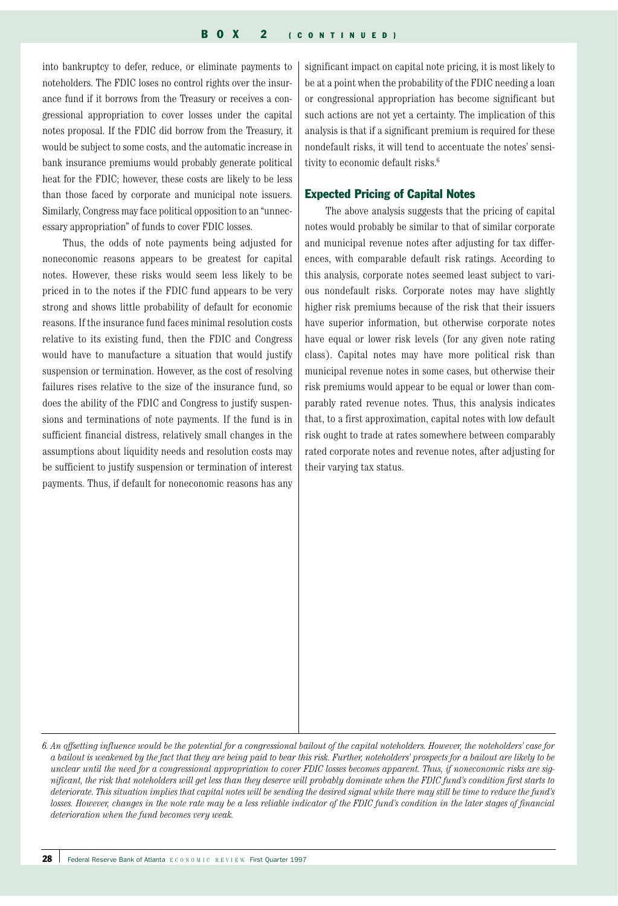BOX 2 (CONTINUED)

into bankruptcy to defer, reduce, or eliminate payments to noteholders. The FDIC loses no control rights over the insurance fund if it borrows from the Treasury or receives a congressional appropriation to cover losses under the capital notes proposal. If the FDIC did borrow from the Treasury, it would be subject to some costs, and the automatic increase in bank insurance premiums would probably generate political heat for the FDIC; however, these costs are likely to be less than those faced by corporate and municipal note issuers. Similarly, Congress may face political opposition to an "unnecessary appropriation" of funds to cover FDIC losses.

Thus, the odds of note payments being adjusted for noneconomic reasons appears to be greatest for capital notes. However, these risks would seem less likely to be priced in to the notes if the FDIC fund appears to be very strong and shows little probability of default for economic reasons. If the insurance fund faces minimal resolution costs relative to its existing fund, then the FDIC and Congress would have to manufacture a situation that would justify suspension or termination. However, as the cost of resolving failures rises relative to the size of the insurance fund, so does the ability of the FDIC and Congress to justify suspensions and terminations of note payments. If the fund is in sufficient financial distress, relatively small changes in the assumptions about liquidity needs and resolution costs may be sufficient to justify suspension or termination of interest payments. Thus, if default for noneconomic reasons has any significant impact on capital note pricing, it is most likely to be at a point when the probability of the FDIC needing a loan or congressional appropriation has become significant but such actions are not yet a certainty. The implication of this analysis is that if a significant premium is required for these nondefault risks, it will tend to accentuate the notes' sensitivity to economic default risks.[6]

## Expected Pricing of Capital Notes

The above analysis suggests that the pricing of capital notes would probably be similar to that of similar corporate and municipal revenue notes after adjusting for tax differences, with comparable default risk ratings. According to this analysis, corporate notes seemed least subject to various nondefault risks. Corporate notes may have slightly higher risk premiums because of the risk that their issuers have superior information, but otherwise corporate notes have equal or lower risk levels (for any given note rating class). Capital notes may have more political risk than municipal revenue notes in some cases, but otherwise their risk premiums would appear to be equal or lower than comparably rated revenue notes. Thus, this analysis indicates that, to a first approximation, capital notes with low default risk ought to trade at rates somewhere between comparably rated corporate notes and revenue notes, after adjusting for their varying tax status.

*6. An offsetting influence would be the potential for a congressional bailout of the capital noteholders. However, the noteholders' case for a bailout is weakened by the fact that they are being paid to bear this risk. Further, noteholders' prospects for a bailout are likely to be unclear until the need for a congressional appropriation to cover FDIC losses becomes apparent. Thus, if noneconomic risks are significant, the risk that noteholders will get less than they deserve will probably dominate when the FDIC fund's condition first starts to deteriorate. This situation implies that capital notes will be sending the desired signal while there may still be time to reduce the fund's losses. However, changes in the note rate may be a less reliable indicator of the FDIC fund's condition in the later stages of financial deterioration when the fund becomes very weak.*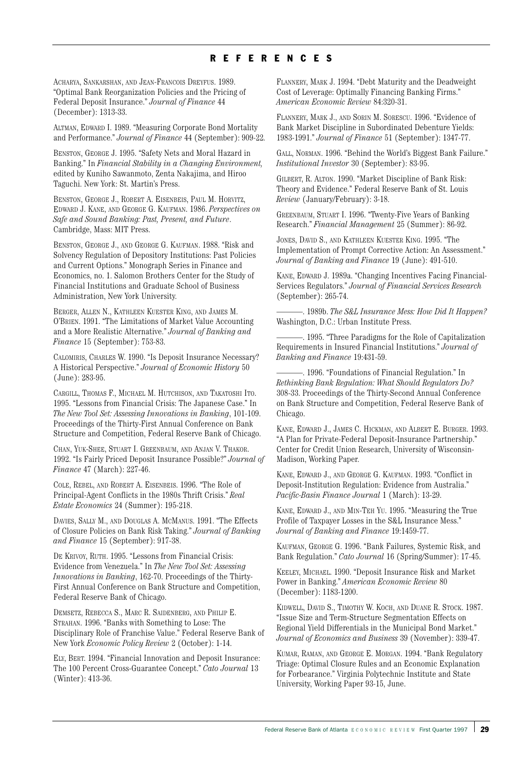## REFERENCES

ACHARYA, SANKARSHAN, AND JEAN-FRANCOIS DREYFUS. 1989. "Optimal Bank Reorganization Policies and the Pricing of Federal Deposit Insurance." *Journal of Finance* 44 (December): 1313-33.

ALTMAN, EDWARD I. 1989. "Measuring Corporate Bond Mortality and Performance." *Journal of Finance* 44 (September): 909-22.

BENSTON, GEORGE J. 1995. "Safety Nets and Moral Hazard in Banking." In *Financial Stability in a Changing Environment*, edited by Kuniho Sawanmoto, Zenta Nakajima, and Hiroo Taguchi. New York: St. Martin's Press.

BENSTON, GEORGE J., ROBERT A. EISENBEIS, PAUL M. HORVITZ, EDWARD J. KANE, AND GEORGE G. KAUFMAN. 1986. *Perspectives on Safe and Sound Banking: Past, Present, and Future*. Cambridge, Mass: MIT Press.

BENSTON, GEORGE J., AND GEORGE G. KAUFMAN. 1988. "Risk and Solvency Regulation of Depository Institutions: Past Policies and Current Options." Monograph Series in Finance and Economics, no. 1. Salomon Brothers Center for the Study of Financial Institutions and Graduate School of Business Administration, New York University.

BERGER, ALLEN N., KATHLEEN KUESTER KING, AND JAMES M. O'BRIEN. 1991. "The Limitations of Market Value Accounting and a More Realistic Alternative." *Journal of Banking and Finance* 15 (September): 753-83.

CALOMIRIS, CHARLES W. 1990. "Is Deposit Insurance Necessary? A Historical Perspective." *Journal of Economic History* 50 (June): 283-95.

CARGILL, THOMAS F., MICHAEL M. HUTCHISON, AND TAKATOSHI ITO. 1995. "Lessons from Financial Crisis: The Japanese Case." In *The New Tool Set: Assessing Innovations in Banking*, 101-109. Proceedings of the Thirty-First Annual Conference on Bank Structure and Competition, Federal Reserve Bank of Chicago.

CHAN, YUK-SHEE, STUART I. GREENBAUM, AND ANJAN V. THAKOR. 1992. "Is Fairly Priced Deposit Insurance Possible?" *Journal of Finance* 47 (March): 227-46.

COLE, REBEL, AND ROBERT A. EISENBEIS. 1996. "The Role of Principal-Agent Conflicts in the 1980s Thrift Crisis." *Real Estate Economics* 24 (Summer): 195-218.

DAVIES, SALLY M., AND DOUGLAS A. MCMANUS. 1991. "The Effects of Closure Policies on Bank Risk Taking." *Journal of Banking and Finance* 15 (September): 917-38.

DE KRIVOY, RUTH. 1995. "Lessons from Financial Crisis: Evidence from Venezuela." In *The New Tool Set: Assessing Innovations in Banking*, 162-70. Proceedings of the Thirty-First Annual Conference on Bank Structure and Competition, Federal Reserve Bank of Chicago.

DEMSETZ, REBECCA S., MARC R. SAIDENBERG, AND PHILIP E. STRAHAN. 1996. "Banks with Something to Lose: The Disciplinary Role of Franchise Value." Federal Reserve Bank of New York *Economic Policy Review* 2 (October): 1-14.

ELY, BERT. 1994. "Financial Innovation and Deposit Insurance: The 100 Percent Cross-Guarantee Concept." *Cato Journal* 13 (Winter): 413-36.

FLANNERY, MARK J. 1994. "Debt Maturity and the Deadweight Cost of Leverage: Optimally Financing Banking Firms." *American Economic Review* 84:320-31.

FLANNERY, MARK J., AND SORIN M. SORESCU. 1996. "Evidence of Bank Market Discipline in Subordinated Debenture Yields: 1983-1991." *Journal of Finance* 51 (September): 1347-77.

GALL, NORMAN. 1996. "Behind the World's Biggest Bank Failure." *Institutional Investor* 30 (September): 83-95.

GILBERT, R. ALTON. 1990. "Market Discipline of Bank Risk: Theory and Evidence." Federal Reserve Bank of St. Louis *Review* (January/February): 3-18.

GREENBAUM, STUART I. 1996. "Twenty-Five Years of Banking Research." *Financial Management* 25 (Summer): 86-92.

JONES, DAVID S., AND KATHLEEN KUESTER KING. 1995. "The Implementation of Prompt Corrective Action: An Assessment." *Journal of Banking and Finance* 19 (June): 491-510.

KANE, EDWARD J. 1989a. "Changing Incentives Facing Financial-Services Regulators." *Journal of Financial Services Research* (September): 265-74.

———. 1989b. *The S&L Insurance Mess: How Did It Happen?* Washington, D.C.: Urban Institute Press.

———. 1995. "Three Paradigms for the Role of Capitalization Requirements in Insured Financial Institutions." *Journal of Banking and Finance* 19:431-59.

———. 1996. "Foundations of Financial Regulation." In *Rethinking Bank Regulation: What Should Regulators Do?* 308-33. Proceedings of the Thirty-Second Annual Conference on Bank Structure and Competition, Federal Reserve Bank of Chicago.

KANE, EDWARD J., JAMES C. HICKMAN, AND ALBERT E. BURGER. 1993. "A Plan for Private-Federal Deposit-Insurance Partnership." Center for Credit Union Research, University of Wisconsin-Madison, Working Paper.

KANE, EDWARD J., AND GEORGE G. KAUFMAN. 1993. "Conflict in Deposit-Institution Regulation: Evidence from Australia." *Pacific-Basin Finance Journal* 1 (March): 13-29.

KANE, EDWARD J., AND MIN-TEH YU. 1995. "Measuring the True Profile of Taxpayer Losses in the S&L Insurance Mess." *Journal of Banking and Finance* 19:1459-77.

KAUFMAN, GEORGE G. 1996. "Bank Failures, Systemic Risk, and Bank Regulation." *Cato Journal* 16 (Spring/Summer): 17-45.

KEELEY, MICHAEL. 1990. "Deposit Insurance Risk and Market Power in Banking." *American Economic Review* 80 (December): 1183-1200.

KIDWELL, DAVID S., TIMOTHY W. KOCH, AND DUANE R. STOCK. 1987. "Issue Size and Term-Structure Segmentation Effects on Regional Yield Differentials in the Municipal Bond Market." *Journal of Economics and Business* 39 (November): 339-47.

KUMAR, RAMAN, AND GEORGE E. MORGAN. 1994. "Bank Regulatory Triage: Optimal Closure Rules and an Economic Explanation for Forbearance." Virginia Polytechnic Institute and State University, Working Paper 93-15, June.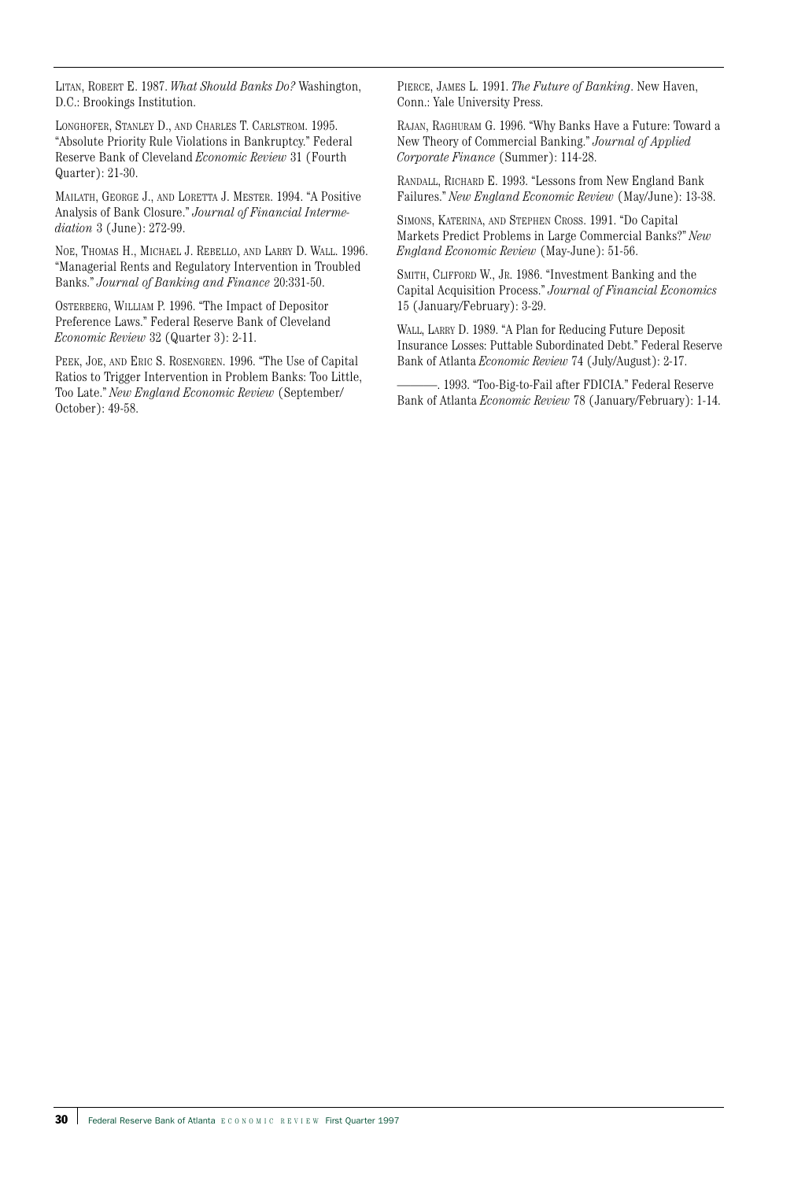LITAN, ROBERT E. 1987. *What Should Banks Do?* Washington, D.C.: Brookings Institution.

LONGHOFER, STANLEY D., AND CHARLES T. CARLSTROM. 1995. "Absolute Priority Rule Violations in Bankruptcy." Federal Reserve Bank of Cleveland *Economic Review* 31 (Fourth Quarter): 21-30.

MAILATH, GEORGE J., AND LORETTA J. MESTER. 1994. "A Positive Analysis of Bank Closure." *Journal of Financial Intermediation* 3 (June): 272-99.

NOE, THOMAS H., MICHAEL J. REBELLO, AND LARRY D. WALL. 1996. "Managerial Rents and Regulatory Intervention in Troubled Banks." *Journal of Banking and Finance* 20:331-50.

OSTERBERG, WILLIAM P. 1996. "The Impact of Depositor Preference Laws." Federal Reserve Bank of Cleveland *Economic Review* 32 (Quarter 3): 2-11.

PEEK, JOE, AND ERIC S. ROSENGREN. 1996. "The Use of Capital Ratios to Trigger Intervention in Problem Banks: Too Little, Too Late." *New England Economic Review* (September/October): 49-58.

PIERCE, JAMES L. 1991. *The Future of Banking*. New Haven, Conn.: Yale University Press.

RAJAN, RAGHURAM G. 1996. "Why Banks Have a Future: Toward a New Theory of Commercial Banking." *Journal of Applied Corporate Finance* (Summer): 114-28.

RANDALL, RICHARD E. 1993. "Lessons from New England Bank Failures." *New England Economic Review* (May/June): 13-38.

SIMONS, KATERINA, AND STEPHEN CROSS. 1991. "Do Capital Markets Predict Problems in Large Commercial Banks?" *New England Economic Review* (May-June): 51-56.

SMITH, CLIFFORD W., JR. 1986. "Investment Banking and the Capital Acquisition Process." *Journal of Financial Economics* 15 (January/February): 3-29.

WALL, LARRY D. 1989. "A Plan for Reducing Future Deposit Insurance Losses: Puttable Subordinated Debt." Federal Reserve Bank of Atlanta *Economic Review* 74 (July/August): 2-17.

———. 1993. "Too-Big-to-Fail after FDICIA." Federal Reserve Bank of Atlanta *Economic Review* 78 (January/February): 1-14.